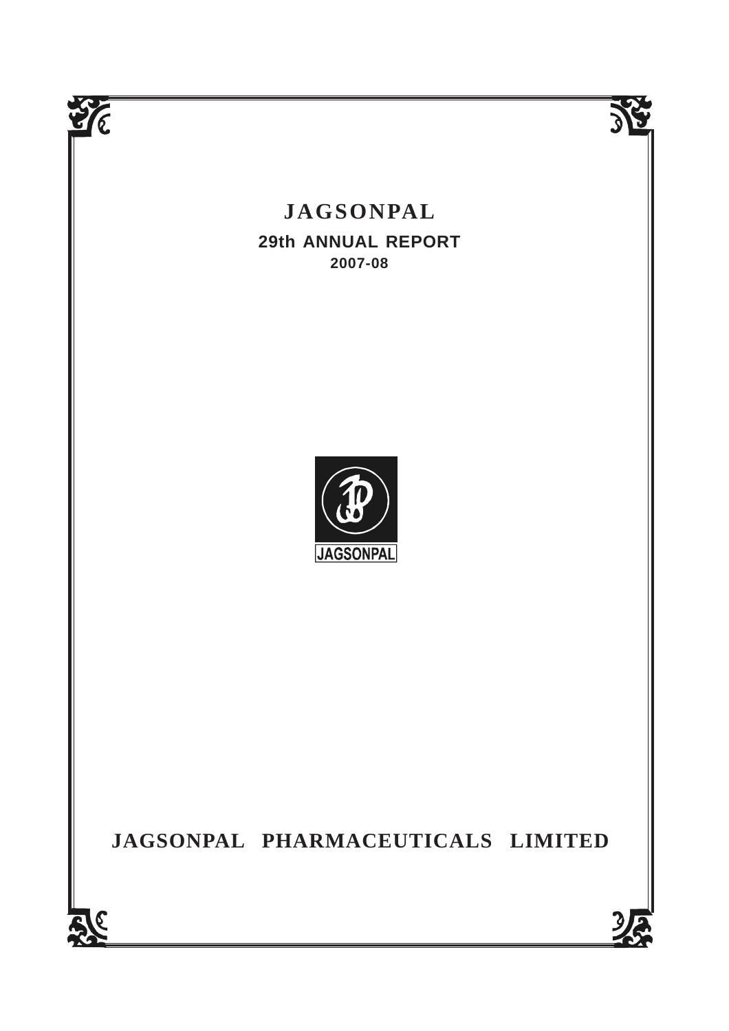# JAGSONPAL

## 29th ANNUAL REPORT

### 2007-08

JAGSONPAL

## JAGSONPAL PHARMACEUTICALS LIMITED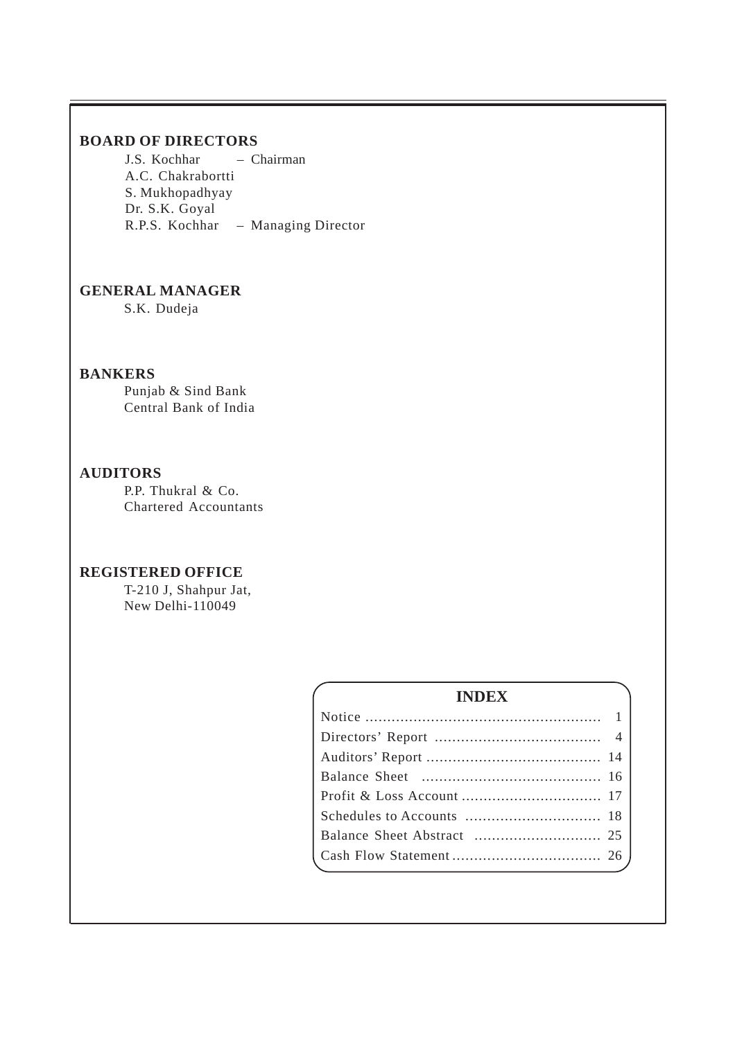## BOARD OF DIRECTORS

J.S. Kochhar – Chairman
A.C. Chakrabortti
S. Mukhopadhyay
Dr. S.K. Goyal
R.P.S. Kochhar – Managing Director

## GENERAL MANAGER

S.K. Dudeja

## BANKERS

Punjab & Sind Bank
Central Bank of India

## AUDITORS

P.P. Thukral & Co.
Chartered Accountants

## REGISTERED OFFICE

T-210 J, Shahpur Jat,
New Delhi-110049

## INDEX

| | |
|---|---|
| Notice | 1 |
| Directors' Report | 4 |
| Auditors' Report | 14 |
| Balance Sheet | 16 |
| Profit & Loss Account | 17 |
| Schedules to Accounts | 18 |
| Balance Sheet Abstract | 25 |
| Cash Flow Statement | 26 |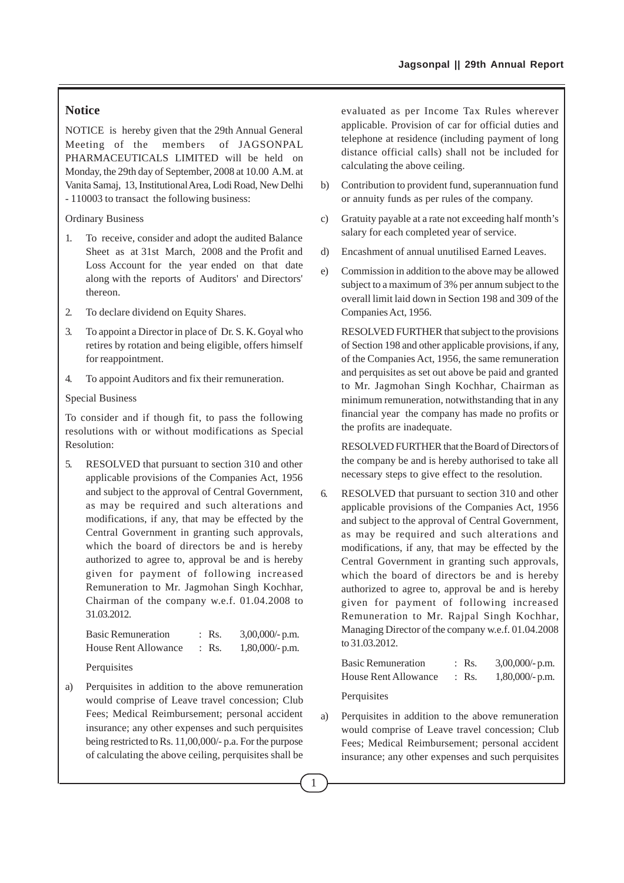## Notice

NOTICE is hereby given that the 29th Annual General Meeting of the members of JAGSONPAL PHARMACEUTICALS LIMITED will be held on Monday, the 29th day of September, 2008 at 10.00 A.M. at Vanita Samaj, 13, Institutional Area, Lodi Road, New Delhi - 110003 to transact the following business:

Ordinary Business

1. To receive, consider and adopt the audited Balance Sheet as at 31st March, 2008 and the Profit and Loss Account for the year ended on that date along with the reports of Auditors' and Directors' thereon.
2. To declare dividend on Equity Shares.
3. To appoint a Director in place of Dr. S. K. Goyal who retires by rotation and being eligible, offers himself for reappointment.
4. To appoint Auditors and fix their remuneration.

Special Business

To consider and if though fit, to pass the following resolutions with or without modifications as Special Resolution:

5. RESOLVED that pursuant to section 310 and other applicable provisions of the Companies Act, 1956 and subject to the approval of Central Government, as may be required and such alterations and modifications, if any, that may be effected by the Central Government in granting such approvals, which the board of directors be and is hereby authorized to agree to, approval be and is hereby given for payment of following increased Remuneration to Mr. Jagmohan Singh Kochhar, Chairman of the company w.e.f. 01.04.2008 to 31.03.2012.

| | | |
|---|---|---|
| Basic Remuneration | : Rs. | 3,00,000/- p.m. |
| House Rent Allowance | : Rs. | 1,80,000/- p.m. |

Perquisites

a) Perquisites in addition to the above remuneration would comprise of Leave travel concession; Club Fees; Medical Reimbursement; personal accident insurance; any other expenses and such perquisites being restricted to Rs. 11,00,000/- p.a. For the purpose of calculating the above ceiling, perquisites shall be evaluated as per Income Tax Rules wherever applicable. Provision of car for official duties and telephone at residence (including payment of long distance official calls) shall not be included for calculating the above ceiling.

b) Contribution to provident fund, superannuation fund or annuity funds as per rules of the company.

c) Gratuity payable at a rate not exceeding half month's salary for each completed year of service.

d) Encashment of annual unutilised Earned Leaves.

e) Commission in addition to the above may be allowed subject to a maximum of 3% per annum subject to the overall limit laid down in Section 198 and 309 of the Companies Act, 1956.

RESOLVED FURTHER that subject to the provisions of Section 198 and other applicable provisions, if any, of the Companies Act, 1956, the same remuneration and perquisites as set out above be paid and granted to Mr. Jagmohan Singh Kochhar, Chairman as minimum remuneration, notwithstanding that in any financial year the company has made no profits or the profits are inadequate.

RESOLVED FURTHER that the Board of Directors of the company be and is hereby authorised to take all necessary steps to give effect to the resolution.

6. RESOLVED that pursuant to section 310 and other applicable provisions of the Companies Act, 1956 and subject to the approval of Central Government, as may be required and such alterations and modifications, if any, that may be effected by the Central Government in granting such approvals, which the board of directors be and is hereby authorized to agree to, approval be and is hereby given for payment of following increased Remuneration to Mr. Rajpal Singh Kochhar, Managing Director of the company w.e.f. 01.04.2008 to 31.03.2012.

| | | |
|---|---|---|
| Basic Remuneration | : Rs. | 3,00,000/- p.m. |
| House Rent Allowance | : Rs. | 1,80,000/- p.m. |

Perquisites

a) Perquisites in addition to the above remuneration would comprise of Leave travel concession; Club Fees; Medical Reimbursement; personal accident insurance; any other expenses and such perquisites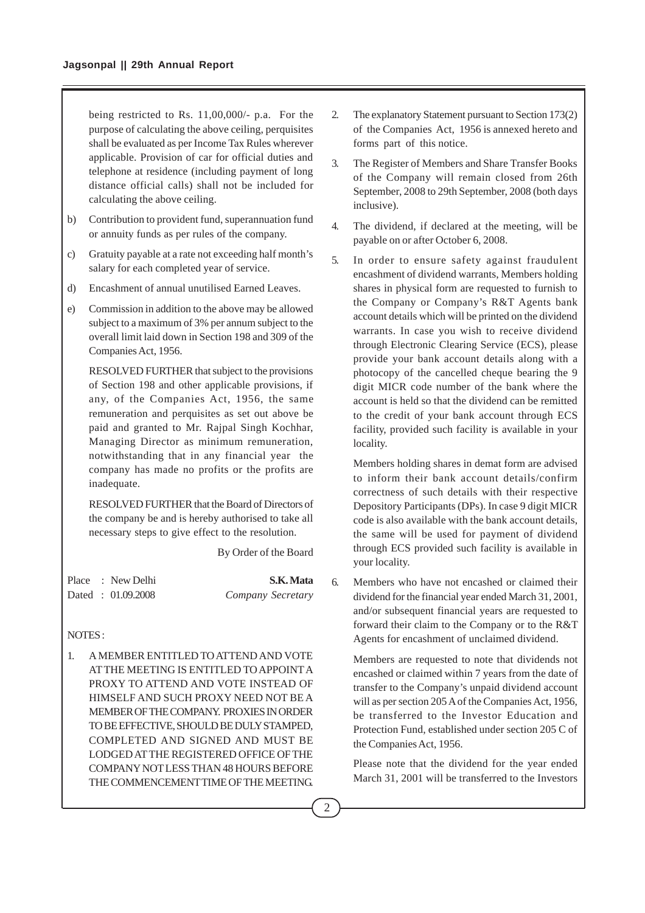being restricted to Rs. 11,00,000/- p.a. For the purpose of calculating the above ceiling, perquisites shall be evaluated as per Income Tax Rules wherever applicable. Provision of car for official duties and telephone at residence (including payment of long distance official calls) shall not be included for calculating the above ceiling.

b) Contribution to provident fund, superannuation fund or annuity funds as per rules of the company.

c) Gratuity payable at a rate not exceeding half month's salary for each completed year of service.

d) Encashment of annual unutilised Earned Leaves.

e) Commission in addition to the above may be allowed subject to a maximum of 3% per annum subject to the overall limit laid down in Section 198 and 309 of the Companies Act, 1956.

RESOLVED FURTHER that subject to the provisions of Section 198 and other applicable provisions, if any, of the Companies Act, 1956, the same remuneration and perquisites as set out above be paid and granted to Mr. Rajpal Singh Kochhar, Managing Director as minimum remuneration, notwithstanding that in any financial year the company has made no profits or the profits are inadequate.

RESOLVED FURTHER that the Board of Directors of the company be and is hereby authorised to take all necessary steps to give effect to the resolution.

By Order of the Board

Place : New Delhi
Dated : 01.09.2008

**S.K. Mata**
*Company Secretary*

NOTES :

1. A MEMBER ENTITLED TO ATTEND AND VOTE AT THE MEETING IS ENTITLED TO APPOINT A PROXY TO ATTEND AND VOTE INSTEAD OF HIMSELF AND SUCH PROXY NEED NOT BE A MEMBER OF THE COMPANY. PROXIES IN ORDER TO BE EFFECTIVE, SHOULD BE DULY STAMPED, COMPLETED AND SIGNED AND MUST BE LODGED AT THE REGISTERED OFFICE OF THE COMPANY NOT LESS THAN 48 HOURS BEFORE THE COMMENCEMENT TIME OF THE MEETING.

2. The explanatory Statement pursuant to Section 173(2) of the Companies Act, 1956 is annexed hereto and forms part of this notice.

3. The Register of Members and Share Transfer Books of the Company will remain closed from 26th September, 2008 to 29th September, 2008 (both days inclusive).

4. The dividend, if declared at the meeting, will be payable on or after October 6, 2008.

5. In order to ensure safety against fraudulent encashment of dividend warrants, Members holding shares in physical form are requested to furnish to the Company or Company's R&T Agents bank account details which will be printed on the dividend warrants. In case you wish to receive dividend through Electronic Clearing Service (ECS), please provide your bank account details along with a photocopy of the cancelled cheque bearing the 9 digit MICR code number of the bank where the account is held so that the dividend can be remitted to the credit of your bank account through ECS facility, provided such facility is available in your locality.

   Members holding shares in demat form are advised to inform their bank account details/confirm correctness of such details with their respective Depository Participants (DPs). In case 9 digit MICR code is also available with the bank account details, the same will be used for payment of dividend through ECS provided such facility is available in your locality.

6. Members who have not encashed or claimed their dividend for the financial year ended March 31, 2001, and/or subsequent financial years are requested to forward their claim to the Company or to the R&T Agents for encashment of unclaimed dividend.

   Members are requested to note that dividends not encashed or claimed within 7 years from the date of transfer to the Company's unpaid dividend account will as per section 205 A of the Companies Act, 1956, be transferred to the Investor Education and Protection Fund, established under section 205 C of the Companies Act, 1956.

   Please note that the dividend for the year ended March 31, 2001 will be transferred to the Investors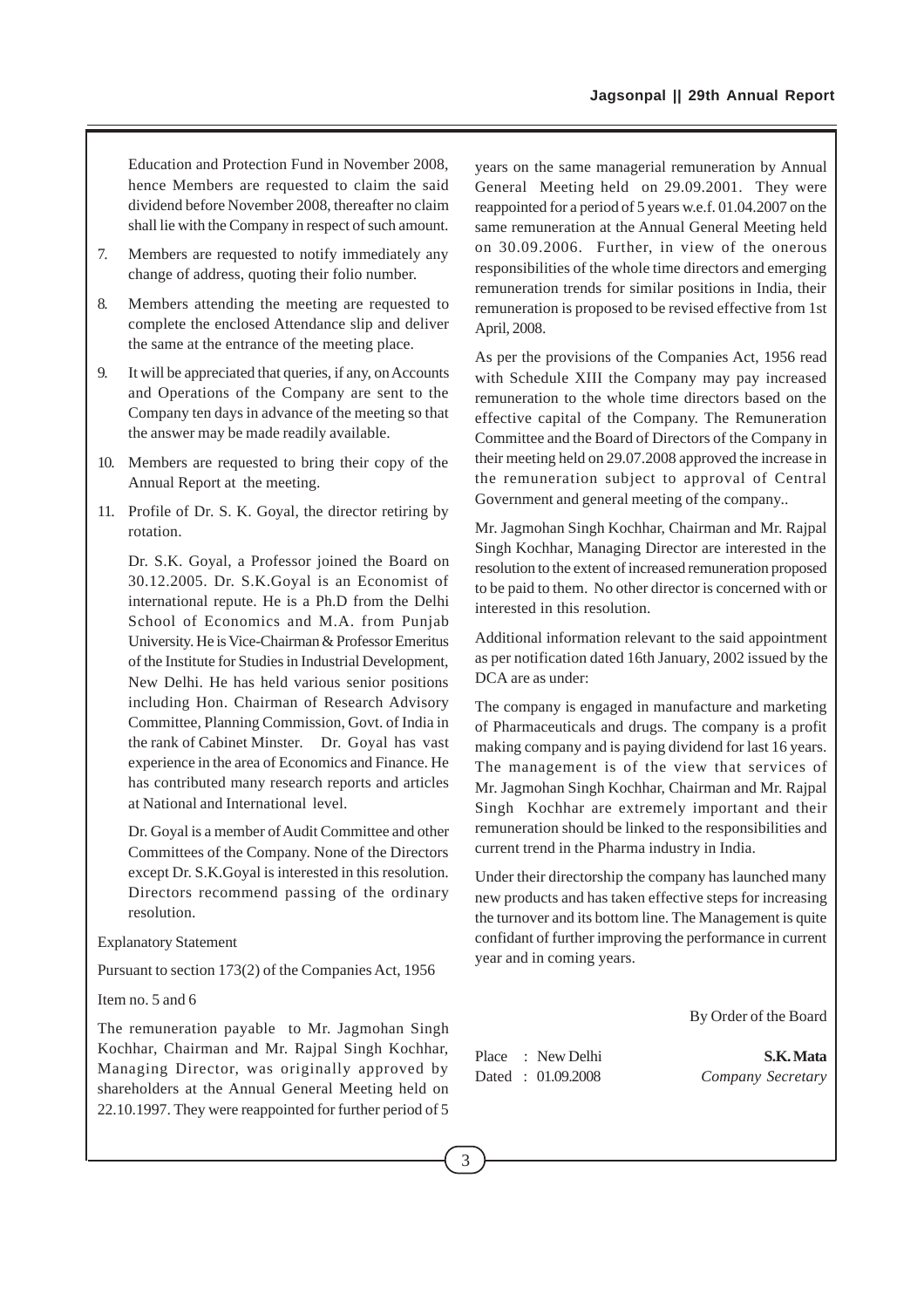Education and Protection Fund in November 2008, hence Members are requested to claim the said dividend before November 2008, thereafter no claim shall lie with the Company in respect of such amount.

7. Members are requested to notify immediately any change of address, quoting their folio number.

8. Members attending the meeting are requested to complete the enclosed Attendance slip and deliver the same at the entrance of the meeting place.

9. It will be appreciated that queries, if any, on Accounts and Operations of the Company are sent to the Company ten days in advance of the meeting so that the answer may be made readily available.

10. Members are requested to bring their copy of the Annual Report at the meeting.

11. Profile of Dr. S. K. Goyal, the director retiring by rotation.

    Dr. S.K. Goyal, a Professor joined the Board on 30.12.2005. Dr. S.K.Goyal is an Economist of international repute. He is a Ph.D from the Delhi School of Economics and M.A. from Punjab University. He is Vice-Chairman & Professor Emeritus of the Institute for Studies in Industrial Development, New Delhi. He has held various senior positions including Hon. Chairman of Research Advisory Committee, Planning Commission, Govt. of India in the rank of Cabinet Minster. Dr. Goyal has vast experience in the area of Economics and Finance. He has contributed many research reports and articles at National and International level.

    Dr. Goyal is a member of Audit Committee and other Committees of the Company. None of the Directors except Dr. S.K.Goyal is interested in this resolution. Directors recommend passing of the ordinary resolution.

Explanatory Statement

Pursuant to section 173(2) of the Companies Act, 1956

Item no. 5 and 6

The remuneration payable to Mr. Jagmohan Singh Kochhar, Chairman and Mr. Rajpal Singh Kochhar, Managing Director, was originally approved by shareholders at the Annual General Meeting held on 22.10.1997. They were reappointed for further period of 5 years on the same managerial remuneration by Annual General Meeting held on 29.09.2001. They were reappointed for a period of 5 years w.e.f. 01.04.2007 on the same remuneration at the Annual General Meeting held on 30.09.2006. Further, in view of the onerous responsibilities of the whole time directors and emerging remuneration trends for similar positions in India, their remuneration is proposed to be revised effective from 1st April, 2008.

As per the provisions of the Companies Act, 1956 read with Schedule XIII the Company may pay increased remuneration to the whole time directors based on the effective capital of the Company. The Remuneration Committee and the Board of Directors of the Company in their meeting held on 29.07.2008 approved the increase in the remuneration subject to approval of Central Government and general meeting of the company..

Mr. Jagmohan Singh Kochhar, Chairman and Mr. Rajpal Singh Kochhar, Managing Director are interested in the resolution to the extent of increased remuneration proposed to be paid to them. No other director is concerned with or interested in this resolution.

Additional information relevant to the said appointment as per notification dated 16th January, 2002 issued by the DCA are as under:

The company is engaged in manufacture and marketing of Pharmaceuticals and drugs. The company is a profit making company and is paying dividend for last 16 years. The management is of the view that services of Mr. Jagmohan Singh Kochhar, Chairman and Mr. Rajpal Singh Kochhar are extremely important and their remuneration should be linked to the responsibilities and current trend in the Pharma industry in India.

Under their directorship the company has launched many new products and has taken effective steps for increasing the turnover and its bottom line. The Management is quite confidant of further improving the performance in current year and in coming years.

By Order of the Board

Place : New Delhi
Dated : 01.09.2008

**S.K. Mata**
*Company Secretary*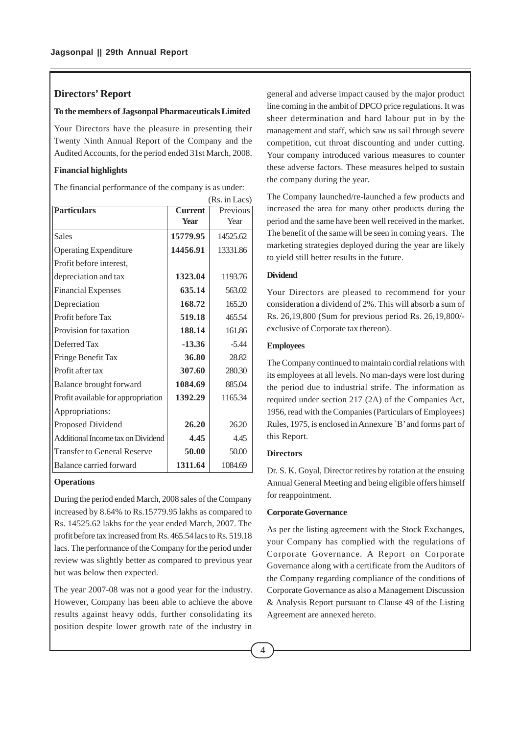## Directors' Report

**To the members of Jagsonpal Pharmaceuticals Limited**

Your Directors have the pleasure in presenting their Twenty Ninth Annual Report of the Company and the Audited Accounts, for the period ended 31st March, 2008.

**Financial highlights**

The financial performance of the company is as under:

(Rs. in Lacs)

| Particulars | Current Year | Previous Year |
|---|---|---|
| Sales | **15779.95** | 14525.62 |
| Operating Expenditure | **14456.91** | 13331.86 |
| Profit before interest, depreciation and tax | **1323.04** | 1193.76 |
| Financial Expenses | **635.14** | 563.02 |
| Depreciation | **168.72** | 165.20 |
| Profit before Tax | **519.18** | 465.54 |
| Provision for taxation | **188.14** | 161.86 |
| Deferred Tax | **-13.36** | -5.44 |
| Fringe Benefit Tax | **36.80** | 28.82 |
| Profit after tax | **307.60** | 280.30 |
| Balance brought forward | **1084.69** | 885.04 |
| Profit available for appropriation | **1392.29** | 1165.34 |
| Appropriations: | | |
| Proposed Dividend | **26.20** | 26.20 |
| Additional Income tax on Dividend | **4.45** | 4.45 |
| Transfer to General Reserve | **50.00** | 50.00 |
| Balance carried forward | **1311.64** | 1084.69 |

**Operations**

During the period ended March, 2008 sales of the Company increased by 8.64% to Rs.15779.95 lakhs as compared to Rs. 14525.62 lakhs for the year ended March, 2007. The profit before tax increased from Rs. 465.54 lacs to Rs. 519.18 lacs. The performance of the Company for the period under review was slightly better as compared to previous year but was below then expected.

The year 2007-08 was not a good year for the industry. However, Company has been able to achieve the above results against heavy odds, further consolidating its position despite lower growth rate of the industry in general and adverse impact caused by the major product line coming in the ambit of DPCO price regulations. It was sheer determination and hard labour put in by the management and staff, which saw us sail through severe competition, cut throat discounting and under cutting. Your company introduced various measures to counter these adverse factors. These measures helped to sustain the company during the year.

The Company launched/re-launched a few products and increased the area for many other products during the period and the same have been well received in the market. The benefit of the same will be seen in coming years. The marketing strategies deployed during the year are likely to yield still better results in the future.

**Dividend**

Your Directors are pleased to recommend for your consideration a dividend of 2%. This will absorb a sum of Rs. 26,19,800 (Sum for previous period Rs. 26,19,800/- exclusive of Corporate tax thereon).

**Employees**

The Company continued to maintain cordial relations with its employees at all levels. No man-days were lost during the period due to industrial strife. The information as required under section 217 (2A) of the Companies Act, 1956, read with the Companies (Particulars of Employees) Rules, 1975, is enclosed in Annexure `B' and forms part of this Report.

**Directors**

Dr. S. K. Goyal, Director retires by rotation at the ensuing Annual General Meeting and being eligible offers himself for reappointment.

**Corporate Governance**

As per the listing agreement with the Stock Exchanges, your Company has complied with the regulations of Corporate Governance. A Report on Corporate Governance along with a certificate from the Auditors of the Company regarding compliance of the conditions of Corporate Governance as also a Management Discussion & Analysis Report pursuant to Clause 49 of the Listing Agreement are annexed hereto.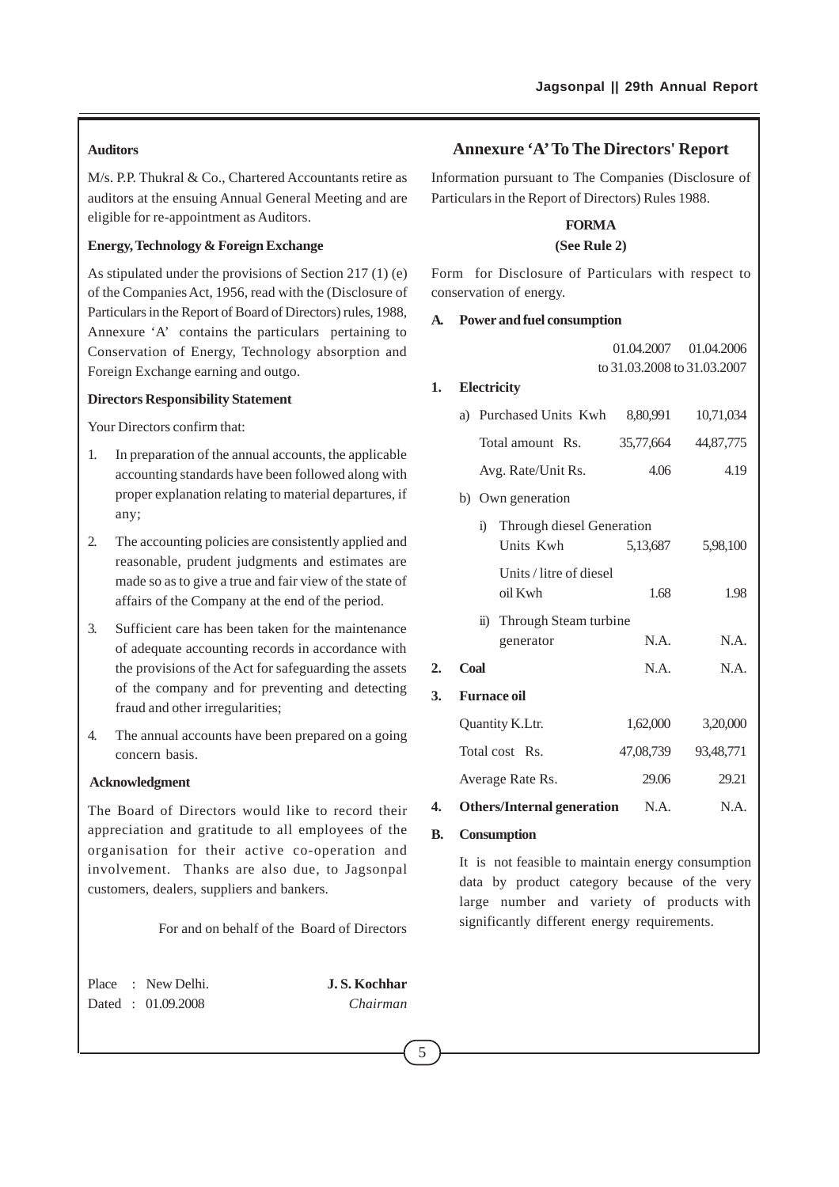### Auditors

M/s. P.P. Thukral & Co., Chartered Accountants retire as auditors at the ensuing Annual General Meeting and are eligible for re-appointment as Auditors.

### Energy, Technology & Foreign Exchange

As stipulated under the provisions of Section 217 (1) (e) of the Companies Act, 1956, read with the (Disclosure of Particulars in the Report of Board of Directors) rules, 1988, Annexure 'A' contains the particulars pertaining to Conservation of Energy, Technology absorption and Foreign Exchange earning and outgo.

### Directors Responsibility Statement

Your Directors confirm that:

1. In preparation of the annual accounts, the applicable accounting standards have been followed along with proper explanation relating to material departures, if any;
2. The accounting policies are consistently applied and reasonable, prudent judgments and estimates are made so as to give a true and fair view of the state of affairs of the Company at the end of the period.
3. Sufficient care has been taken for the maintenance of adequate accounting records in accordance with the provisions of the Act for safeguarding the assets of the company and for preventing and detecting fraud and other irregularities;
4. The annual accounts have been prepared on a going concern basis.

### Acknowledgment

The Board of Directors would like to record their appreciation and gratitude to all employees of the organisation for their active co-operation and involvement. Thanks are also due, to Jagsonpal customers, dealers, suppliers and bankers.

For and on behalf of the Board of Directors

Place : New Delhi.
Dated : 01.09.2008

**J. S. Kochhar**
*Chairman*

## Annexure 'A' To The Directors' Report

Information pursuant to The Companies (Disclosure of Particulars in the Report of Directors) Rules 1988.

**FORMA**

**(See Rule 2)**

Form for Disclosure of Particulars with respect to conservation of energy.

**A. Power and fuel consumption**

| | | 01.04.2007 to 31.03.2008 | 01.04.2006 to 31.03.2007 |
|---|---|---|---|
| **1.** | **Electricity** | | |
| | a) Purchased Units Kwh | 8,80,991 | 10,71,034 |
| | Total amount Rs. | 35,77,664 | 44,87,775 |
| | Avg. Rate/Unit Rs. | 4.06 | 4.19 |
| | b) Own generation | | |
| | i) Through diesel Generation Units Kwh | 5,13,687 | 5,98,100 |
| | Units / litre of diesel oil Kwh | 1.68 | 1.98 |
| | ii) Through Steam turbine generator | N.A. | N.A. |
| **2.** | **Coal** | N.A. | N.A. |
| **3.** | **Furnace oil** | | |
| | Quantity K.Ltr. | 1,62,000 | 3,20,000 |
| | Total cost Rs. | 47,08,739 | 93,48,771 |
| | Average Rate Rs. | 29.06 | 29.21 |
| **4.** | **Others/Internal generation** | N.A. | N.A. |

**B. Consumption**

It is not feasible to maintain energy consumption data by product category because of the very large number and variety of products with significantly different energy requirements.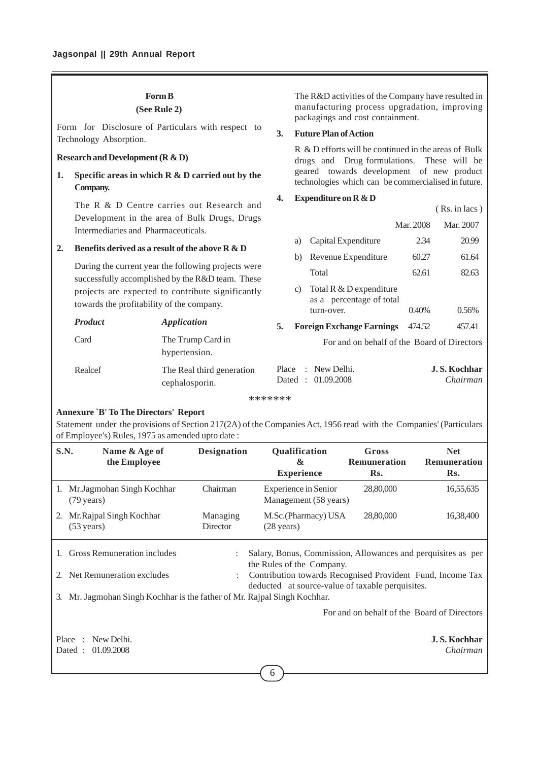## Form B
**(See Rule 2)**

Form for Disclosure of Particulars with respect to Technology Absorption.

**Research and Development (R & D)**

**1. Specific areas in which R & D carried out by the Company.**

The R & D Centre carries out Research and Development in the area of Bulk Drugs, Drugs Intermediaries and Pharmaceuticals.

**2. Benefits derived as a result of the above R & D**

During the current year the following projects were successfully accomplished by the R&D team. These projects are expected to contribute significantly towards the profitability of the company.

| *Product* | *Application* |
|---|---|
| Card | The Trump Card in hypertension. |
| Realcef | The Real third generation cephalosporin. |

The R&D activities of the Company have resulted in manufacturing process upgradation, improving packagings and cost containment.

**3. Future Plan of Action**

R & D efforts will be continued in the areas of Bulk drugs and Drug formulations. These will be geared towards development of new product technologies which can be commercialised in future.

**4. Expenditure on R & D**

( Rs. in lacs )

| | | Mar. 2008 | Mar. 2007 |
|---|---|---|---|
| a) | Capital Expenditure | 2.34 | 20.99 |
| b) | Revenue Expenditure | 60.27 | 61.64 |
| | Total | 62.61 | 82.63 |
| c) | Total R & D expenditure as a percentage of total turn-over. | 0.40% | 0.56% |

**5. Foreign Exchange Earnings** 474.52 457.41

For and on behalf of the Board of Directors

Place : New Delhi.
Dated : 01.09.2008

**J. S. Kochhar**
*Chairman*

*******

**Annexure `B' To The Directors' Report**

Statement under the provisions of Section 217(2A) of the Companies Act, 1956 read with the Companies' (Particulars of Employee's) Rules, 1975 as amended upto date :

| S.N. | Name & Age of the Employee | Designation | Qualification & Experience | Gross Remuneration Rs. | Net Remuneration Rs. |
|---|---|---|---|---|---|
| 1. | Mr.Jagmohan Singh Kochhar (79 years) | Chairman | Experience in Senior Management (58 years) | 28,80,000 | 16,55,635 |
| 2. | Mr.Rajpal Singh Kochhar (53 years) | Managing Director | M.Sc.(Pharmacy) USA (28 years) | 28,80,000 | 16,38,400 |

1. Gross Remuneration includes : Salary, Bonus, Commission, Allowances and perquisites as per the Rules of the Company.
2. Net Remuneration excludes : Contribution towards Recognised Provident Fund, Income Tax deducted at source-value of taxable perquisites.
3. Mr. Jagmohan Singh Kochhar is the father of Mr. Rajpal Singh Kochhar.

For and on behalf of the Board of Directors

Place : New Delhi.
Dated : 01.09.2008

**J. S. Kochhar**
*Chairman*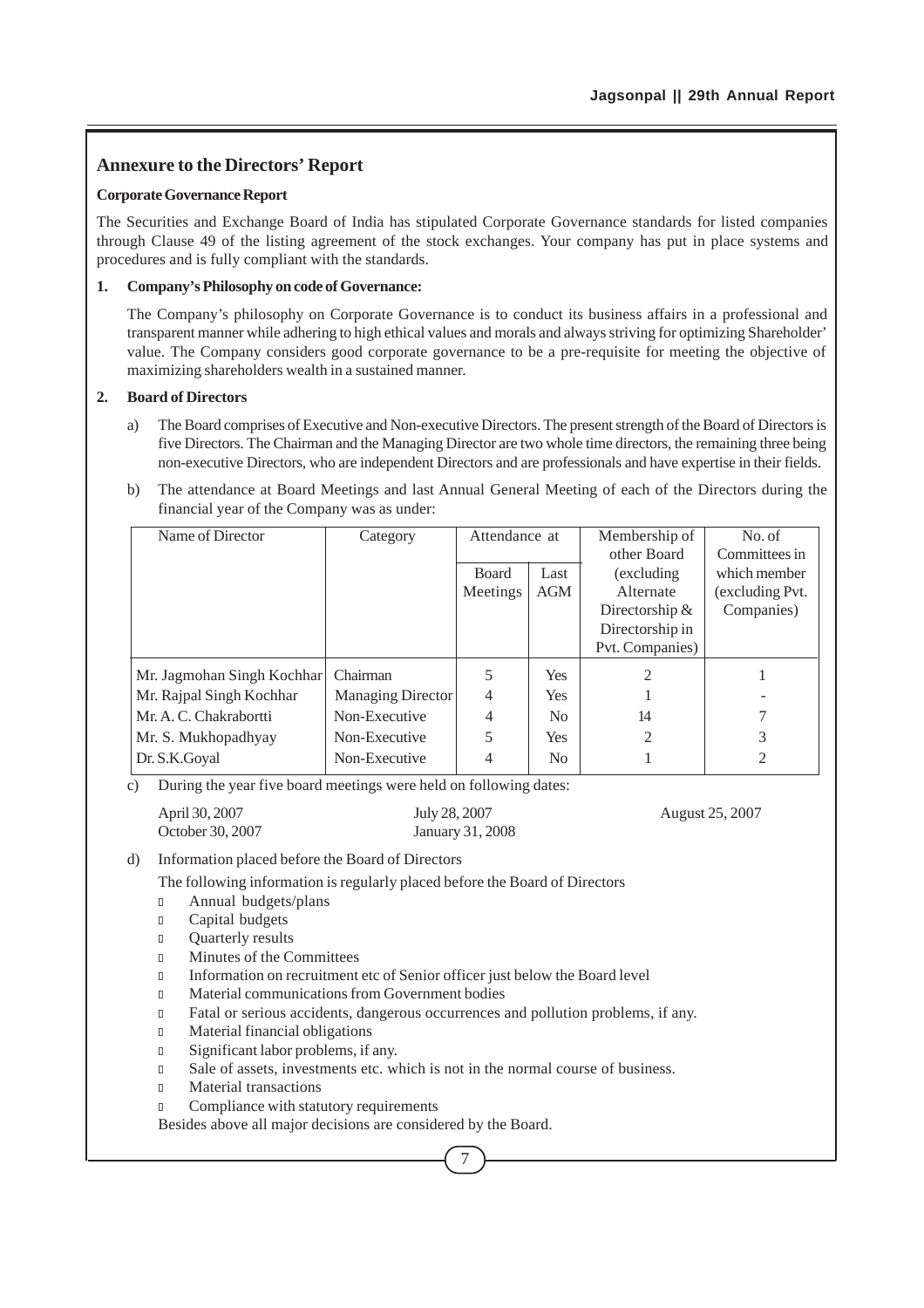## Annexure to the Directors' Report

### Corporate Governance Report

The Securities and Exchange Board of India has stipulated Corporate Governance standards for listed companies through Clause 49 of the listing agreement of the stock exchanges. Your company has put in place systems and procedures and is fully compliant with the standards.

**1. Company's Philosophy on code of Governance:**

The Company's philosophy on Corporate Governance is to conduct its business affairs in a professional and transparent manner while adhering to high ethical values and morals and always striving for optimizing Shareholder' value. The Company considers good corporate governance to be a pre-requisite for meeting the objective of maximizing shareholders wealth in a sustained manner.

**2. Board of Directors**

a) The Board comprises of Executive and Non-executive Directors. The present strength of the Board of Directors is five Directors. The Chairman and the Managing Director are two whole time directors, the remaining three being non-executive Directors, who are independent Directors and are professionals and have expertise in their fields.

b) The attendance at Board Meetings and last Annual General Meeting of each of the Directors during the financial year of the Company was as under:

| Name of Director | Category | Attendance at | | Membership of other Board (excluding Alternate Directorship & Directorship in Pvt. Companies) | No. of Committees in which member (excluding Pvt. Companies) |
|---|---|---|---|---|---|
| | | Board Meetings | Last AGM | | |
| Mr. Jagmohan Singh Kochhar | Chairman | 5 | Yes | 2 | 1 |
| Mr. Rajpal Singh Kochhar | Managing Director | 4 | Yes | 1 | - |
| Mr. A. C. Chakrabortti | Non-Executive | 4 | No | 14 | 7 |
| Mr. S. Mukhopadhyay | Non-Executive | 5 | Yes | 2 | 3 |
| Dr. S.K.Goyal | Non-Executive | 4 | No | 1 | 2 |

c) During the year five board meetings were held on following dates:

April 30, 2007 | July 28, 2007 | August 25, 2007 | October 30, 2007 | January 31, 2008

d) Information placed before the Board of Directors

The following information is regularly placed before the Board of Directors

- Annual budgets/plans
- Capital budgets
- Quarterly results
- Minutes of the Committees
- Information on recruitment etc of Senior officer just below the Board level
- Material communications from Government bodies
- Fatal or serious accidents, dangerous occurrences and pollution problems, if any.
- Material financial obligations
- Significant labor problems, if any.
- Sale of assets, investments etc. which is not in the normal course of business.
- Material transactions
- Compliance with statutory requirements

Besides above all major decisions are considered by the Board.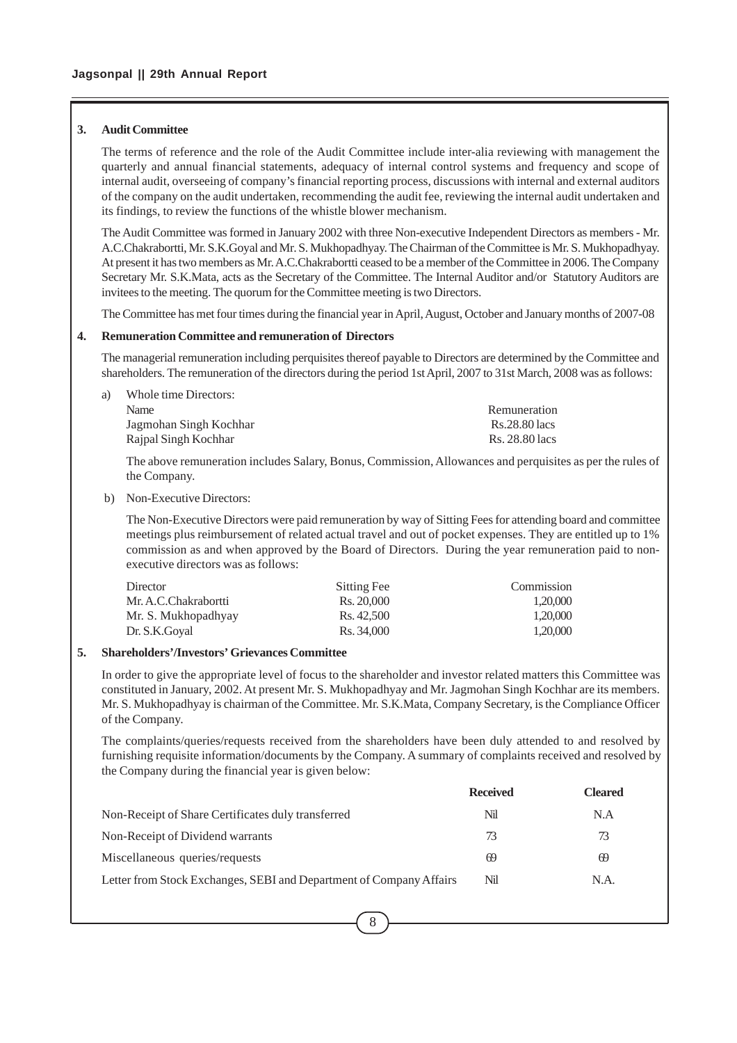### 3. Audit Committee

The terms of reference and the role of the Audit Committee include inter-alia reviewing with management the quarterly and annual financial statements, adequacy of internal control systems and frequency and scope of internal audit, overseeing of company's financial reporting process, discussions with internal and external auditors of the company on the audit undertaken, recommending the audit fee, reviewing the internal audit undertaken and its findings, to review the functions of the whistle blower mechanism.

The Audit Committee was formed in January 2002 with three Non-executive Independent Directors as members - Mr. A.C.Chakrabortti, Mr. S.K.Goyal and Mr. S. Mukhopadhyay. The Chairman of the Committee is Mr. S. Mukhopadhyay. At present it has two members as Mr. A.C.Chakrabortti ceased to be a member of the Committee in 2006. The Company Secretary Mr. S.K.Mata, acts as the Secretary of the Committee. The Internal Auditor and/or Statutory Auditors are invitees to the meeting. The quorum for the Committee meeting is two Directors.

The Committee has met four times during the financial year in April, August, October and January months of 2007-08

### 4. Remuneration Committee and remuneration of Directors

The managerial remuneration including perquisites thereof payable to Directors are determined by the Committee and shareholders. The remuneration of the directors during the period 1st April, 2007 to 31st March, 2008 was as follows:

a) Whole time Directors:

| Name | Remuneration |
|---|---|
| Jagmohan Singh Kochhar | Rs.28.80 lacs |
| Rajpal Singh Kochhar | Rs. 28.80 lacs |

The above remuneration includes Salary, Bonus, Commission, Allowances and perquisites as per the rules of the Company.

b) Non-Executive Directors:

The Non-Executive Directors were paid remuneration by way of Sitting Fees for attending board and committee meetings plus reimbursement of related actual travel and out of pocket expenses. They are entitled up to 1% commission as and when approved by the Board of Directors. During the year remuneration paid to non-executive directors was as follows:

| Director | Sitting Fee | Commission |
|---|---|---|
| Mr. A.C.Chakrabortti | Rs. 20,000 | 1,20,000 |
| Mr. S. Mukhopadhyay | Rs. 42,500 | 1,20,000 |
| Dr. S.K.Goyal | Rs. 34,000 | 1,20,000 |

### 5. Shareholders'/Investors' Grievances Committee

In order to give the appropriate level of focus to the shareholder and investor related matters this Committee was constituted in January, 2002. At present Mr. S. Mukhopadhyay and Mr. Jagmohan Singh Kochhar are its members. Mr. S. Mukhopadhyay is chairman of the Committee. Mr. S.K.Mata, Company Secretary, is the Compliance Officer of the Company.

The complaints/queries/requests received from the shareholders have been duly attended to and resolved by furnishing requisite information/documents by the Company. A summary of complaints received and resolved by the Company during the financial year is given below:

| | **Received** | **Cleared** |
|---|---|---|
| Non-Receipt of Share Certificates duly transferred | Nil | N.A |
| Non-Receipt of Dividend warrants | 73 | 73 |
| Miscellaneous queries/requests | 69 | 69 |
| Letter from Stock Exchanges, SEBI and Department of Company Affairs | Nil | N.A. |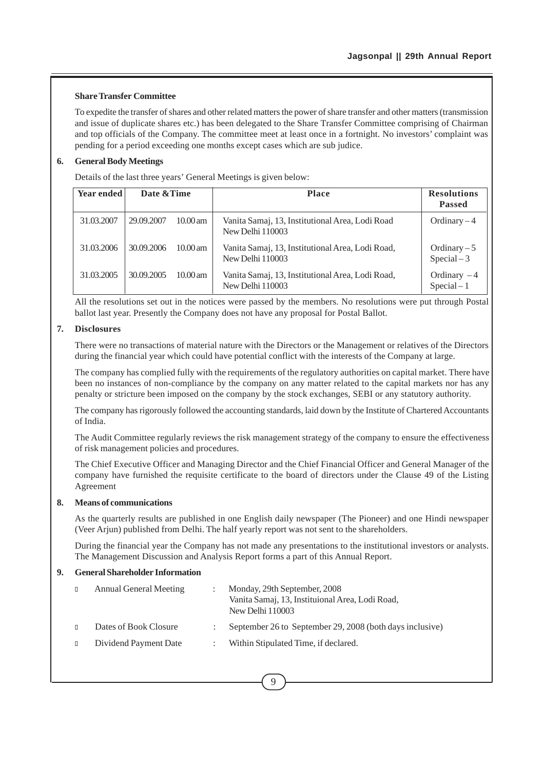**Share Transfer Committee**

To expedite the transfer of shares and other related matters the power of share transfer and other matters (transmission and issue of duplicate shares etc.) has been delegated to the Share Transfer Committee comprising of Chairman and top officials of the Company. The committee meet at least once in a fortnight. No investors' complaint was pending for a period exceeding one months except cases which are sub judice.

**6. General Body Meetings**

Details of the last three years' General Meetings is given below:

| Year ended | Date & Time | | Place | Resolutions Passed |
|---|---|---|---|---|
| 31.03.2007 | 29.09.2007 | 10.00 am | Vanita Samaj, 13, Institutional Area, Lodi Road New Delhi 110003 | Ordinary – 4 |
| 31.03.2006 | 30.09.2006 | 10.00 am | Vanita Samaj, 13, Institutional Area, Lodi Road, New Delhi 110003 | Ordinary – 5<br>Special – 3 |
| 31.03.2005 | 30.09.2005 | 10.00 am | Vanita Samaj, 13, Institutional Area, Lodi Road, New Delhi 110003 | Ordinary – 4<br>Special – 1 |

All the resolutions set out in the notices were passed by the members. No resolutions were put through Postal ballot last year. Presently the Company does not have any proposal for Postal Ballot.

**7. Disclosures**

There were no transactions of material nature with the Directors or the Management or relatives of the Directors during the financial year which could have potential conflict with the interests of the Company at large.

The company has complied fully with the requirements of the regulatory authorities on capital market. There have been no instances of non-compliance by the company on any matter related to the capital markets nor has any penalty or stricture been imposed on the company by the stock exchanges, SEBI or any statutory authority.

The company has rigorously followed the accounting standards, laid down by the Institute of Chartered Accountants of India.

The Audit Committee regularly reviews the risk management strategy of the company to ensure the effectiveness of risk management policies and procedures.

The Chief Executive Officer and Managing Director and the Chief Financial Officer and General Manager of the company have furnished the requisite certificate to the board of directors under the Clause 49 of the Listing Agreement

**8. Means of communications**

As the quarterly results are published in one English daily newspaper (The Pioneer) and one Hindi newspaper (Veer Arjun) published from Delhi. The half yearly report was not sent to the shareholders.

During the financial year the Company has not made any presentations to the institutional investors or analysts. The Management Discussion and Analysis Report forms a part of this Annual Report.

**9. General Shareholder Information**

- Annual General Meeting : Monday, 29th September, 2008
  Vanita Samaj, 13, Instituional Area, Lodi Road,
  New Delhi 110003
- Dates of Book Closure : September 26 to September 29, 2008 (both days inclusive)
- Dividend Payment Date : Within Stipulated Time, if declared.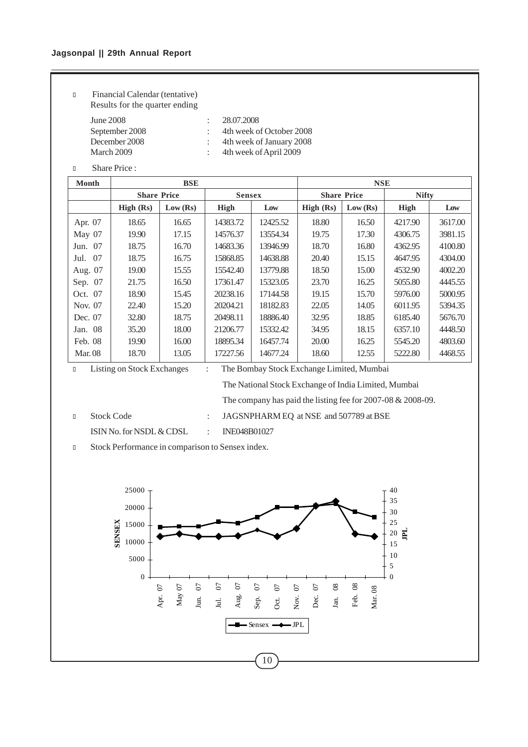- Financial Calendar (tentative)

  Results for the quarter ending

| | | |
|---|---|---|
| June 2008 | : | 28.07.2008 |
| September 2008 | : | 4th week of October 2008 |
| December 2008 | : | 4th week of January 2008 |
| March 2009 | : | 4th week of April 2009 |

- Share Price :

| Month | BSE | | | | NSE | | | |
|---|---|---|---|---|---|---|---|---|
| | Share Price | | Sensex | | Share Price | | Nifty | |
| | High (Rs) | Low (Rs) | High | Low | High (Rs) | Low (Rs) | High | Low |
| Apr. 07 | 18.65 | 16.65 | 14383.72 | 12425.52 | 18.80 | 16.50 | 4217.90 | 3617.00 |
| May 07 | 19.90 | 17.15 | 14576.37 | 13554.34 | 19.75 | 17.30 | 4306.75 | 3981.15 |
| Jun. 07 | 18.75 | 16.70 | 14683.36 | 13946.99 | 18.70 | 16.80 | 4362.95 | 4100.80 |
| Jul. 07 | 18.75 | 16.75 | 15868.85 | 14638.88 | 20.40 | 15.15 | 4647.95 | 4304.00 |
| Aug. 07 | 19.00 | 15.55 | 15542.40 | 13779.88 | 18.50 | 15.00 | 4532.90 | 4002.20 |
| Sep. 07 | 21.75 | 16.50 | 17361.47 | 15323.05 | 23.70 | 16.25 | 5055.80 | 4445.55 |
| Oct. 07 | 18.90 | 15.45 | 20238.16 | 17144.58 | 19.15 | 15.70 | 5976.00 | 5000.95 |
| Nov. 07 | 22.40 | 15.20 | 20204.21 | 18182.83 | 22.05 | 14.05 | 6011.95 | 5394.35 |
| Dec. 07 | 32.80 | 18.75 | 20498.11 | 18886.40 | 32.95 | 18.85 | 6185.40 | 5676.70 |
| Jan. 08 | 35.20 | 18.00 | 21206.77 | 15332.42 | 34.95 | 18.15 | 6357.10 | 4448.50 |
| Feb. 08 | 19.90 | 16.00 | 18895.34 | 16457.74 | 20.00 | 16.25 | 5545.20 | 4803.60 |
| Mar. 08 | 18.70 | 13.05 | 17227.56 | 14677.24 | 18.60 | 12.55 | 5222.80 | 4468.55 |

- Listing on Stock Exchanges : The Bombay Stock Exchange Limited, Mumbai

  The National Stock Exchange of India Limited, Mumbai

  The company has paid the listing fee for 2007-08 & 2008-09.

- Stock Code : JAGSNPHARM EQ at NSE and 507789 at BSE

  ISIN No. for NSDL & CDSL : INE048B01027

- Stock Performance in comparison to Sensex index.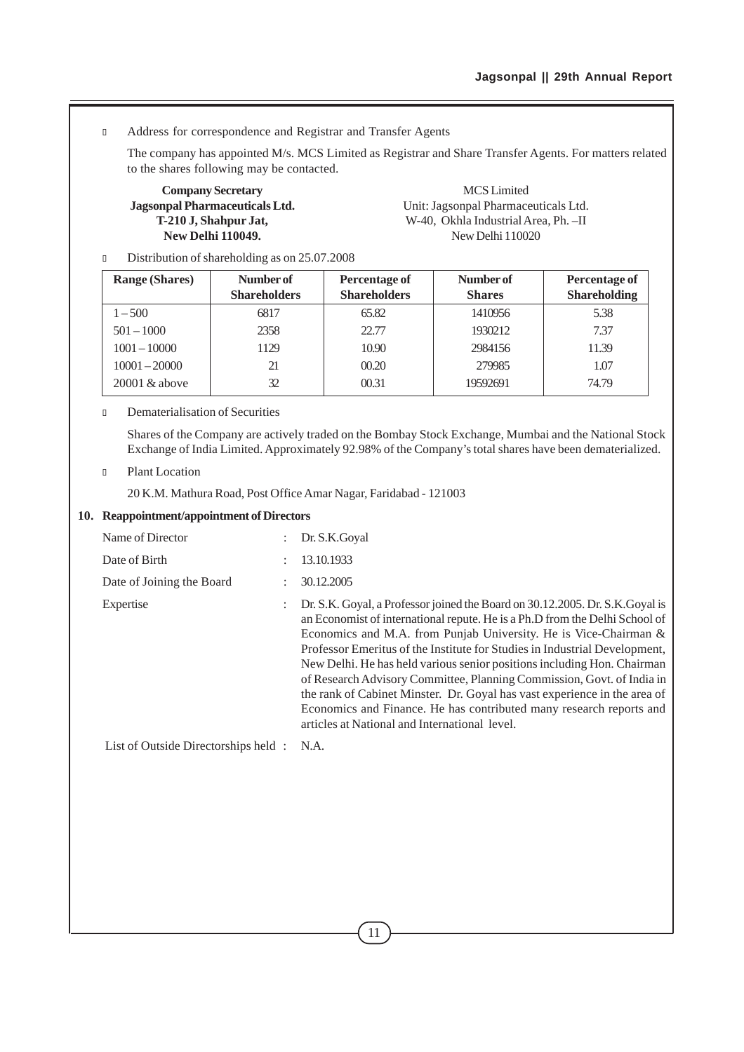- Address for correspondence and Registrar and Transfer Agents

  The company has appointed M/s. MCS Limited as Registrar and Share Transfer Agents. For matters related to the shares following may be contacted.

  **Company Secretary**
  **Jagsonpal Pharmaceuticals Ltd.**
  **T-210 J, Shahpur Jat,**
  **New Delhi 110049.**

  MCS Limited
  Unit: Jagsonpal Pharmaceuticals Ltd.
  W-40, Okhla Industrial Area, Ph. –II
  New Delhi 110020

- Distribution of shareholding as on 25.07.2008

| Range (Shares) | Number of Shareholders | Percentage of Shareholders | Number of Shares | Percentage of Shareholding |
|---|---|---|---|---|
| 1 – 500 | 6817 | 65.82 | 1410956 | 5.38 |
| 501 – 1000 | 2358 | 22.77 | 1930212 | 7.37 |
| 1001 – 10000 | 1129 | 10.90 | 2984156 | 11.39 |
| 10001 – 20000 | 21 | 00.20 | 279985 | 1.07 |
| 20001 & above | 32 | 00.31 | 19592691 | 74.79 |

- Dematerialisation of Securities

  Shares of the Company are actively traded on the Bombay Stock Exchange, Mumbai and the National Stock Exchange of India Limited. Approximately 92.98% of the Company's total shares have been dematerialized.

- Plant Location

  20 K.M. Mathura Road, Post Office Amar Nagar, Faridabad - 121003

**10. Reappointment/appointment of Directors**

| | | |
|---|---|---|
| Name of Director | : | Dr. S.K.Goyal |
| Date of Birth | : | 13.10.1933 |
| Date of Joining the Board | : | 30.12.2005 |
| Expertise | : | Dr. S.K. Goyal, a Professor joined the Board on 30.12.2005. Dr. S.K.Goyal is an Economist of international repute. He is a Ph.D from the Delhi School of Economics and M.A. from Punjab University. He is Vice-Chairman & Professor Emeritus of the Institute for Studies in Industrial Development, New Delhi. He has held various senior positions including Hon. Chairman of Research Advisory Committee, Planning Commission, Govt. of India in the rank of Cabinet Minster. Dr. Goyal has vast experience in the area of Economics and Finance. He has contributed many research reports and articles at National and International level. |
| List of Outside Directorships held | : | N.A. |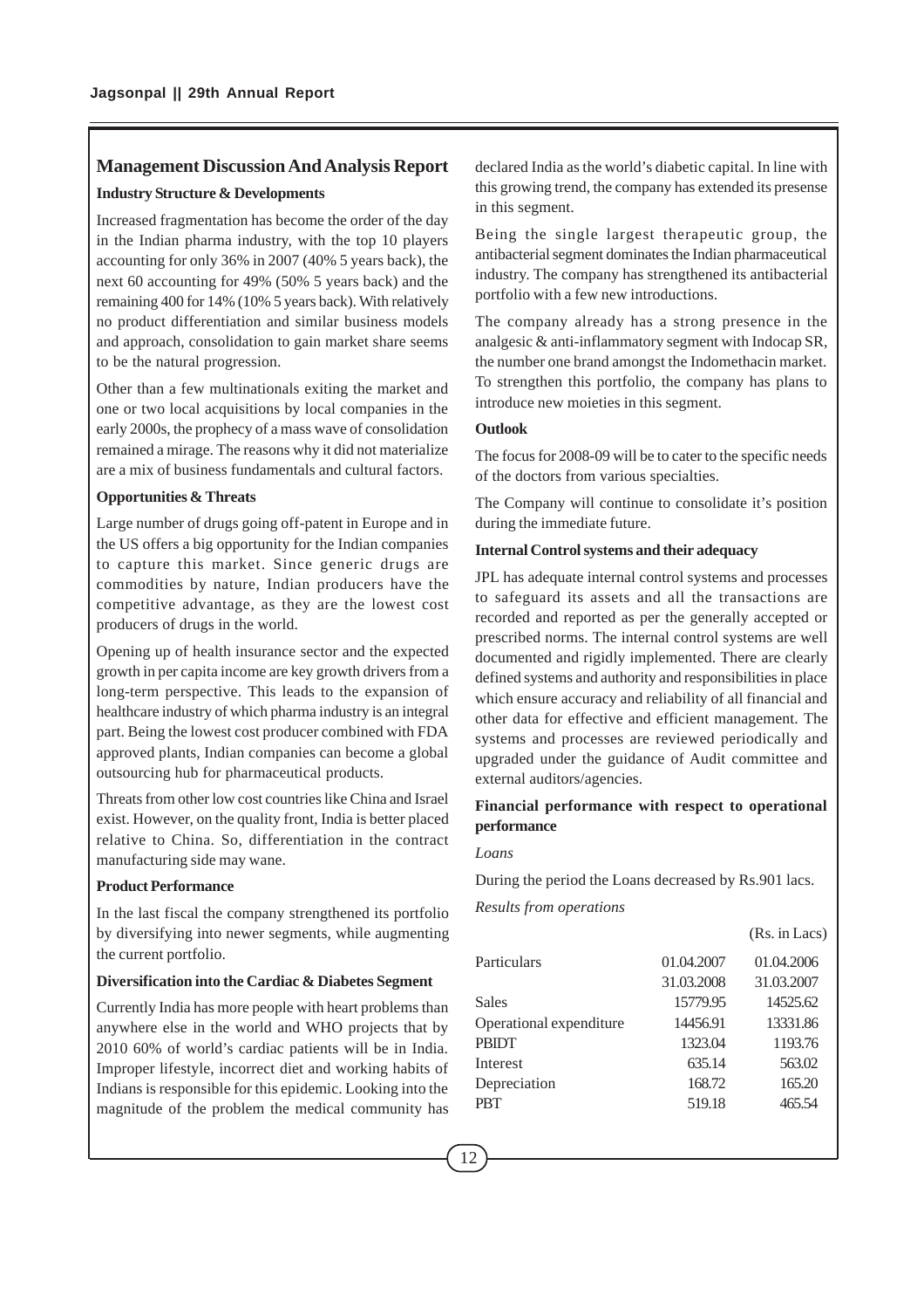## Management Discussion And Analysis Report

### Industry Structure & Developments

Increased fragmentation has become the order of the day in the Indian pharma industry, with the top 10 players accounting for only 36% in 2007 (40% 5 years back), the next 60 accounting for 49% (50% 5 years back) and the remaining 400 for 14% (10% 5 years back). With relatively no product differentiation and similar business models and approach, consolidation to gain market share seems to be the natural progression.

Other than a few multinationals exiting the market and one or two local acquisitions by local companies in the early 2000s, the prophecy of a mass wave of consolidation remained a mirage. The reasons why it did not materialize are a mix of business fundamentals and cultural factors.

### Opportunities & Threats

Large number of drugs going off-patent in Europe and in the US offers a big opportunity for the Indian companies to capture this market. Since generic drugs are commodities by nature, Indian producers have the competitive advantage, as they are the lowest cost producers of drugs in the world.

Opening up of health insurance sector and the expected growth in per capita income are key growth drivers from a long-term perspective. This leads to the expansion of healthcare industry of which pharma industry is an integral part. Being the lowest cost producer combined with FDA approved plants, Indian companies can become a global outsourcing hub for pharmaceutical products.

Threats from other low cost countries like China and Israel exist. However, on the quality front, India is better placed relative to China. So, differentiation in the contract manufacturing side may wane.

### Product Performance

In the last fiscal the company strengthened its portfolio by diversifying into newer segments, while augmenting the current portfolio.

### Diversification into the Cardiac & Diabetes Segment

Currently India has more people with heart problems than anywhere else in the world and WHO projects that by 2010 60% of world's cardiac patients will be in India. Improper lifestyle, incorrect diet and working habits of Indians is responsible for this epidemic. Looking into the magnitude of the problem the medical community has declared India as the world's diabetic capital. In line with this growing trend, the company has extended its presense in this segment.

Being the single largest therapeutic group, the antibacterial segment dominates the Indian pharmaceutical industry. The company has strengthened its antibacterial portfolio with a few new introductions.

The company already has a strong presence in the analgesic & anti-inflammatory segment with Indocap SR, the number one brand amongst the Indomethacin market. To strengthen this portfolio, the company has plans to introduce new moieties in this segment.

### Outlook

The focus for 2008-09 will be to cater to the specific needs of the doctors from various specialties.

The Company will continue to consolidate it's position during the immediate future.

### Internal Control systems and their adequacy

JPL has adequate internal control systems and processes to safeguard its assets and all the transactions are recorded and reported as per the generally accepted or prescribed norms. The internal control systems are well documented and rigidly implemented. There are clearly defined systems and authority and responsibilities in place which ensure accuracy and reliability of all financial and other data for effective and efficient management. The systems and processes are reviewed periodically and upgraded under the guidance of Audit committee and external auditors/agencies.

### Financial performance with respect to operational performance

*Loans*

During the period the Loans decreased by Rs.901 lacs.

*Results from operations*

(Rs. in Lacs)

| Particulars | 01.04.2007 31.03.2008 | 01.04.2006 31.03.2007 |
|---|---|---|
| Sales | 15779.95 | 14525.62 |
| Operational expenditure | 14456.91 | 13331.86 |
| PBIDT | 1323.04 | 1193.76 |
| Interest | 635.14 | 563.02 |
| Depreciation | 168.72 | 165.20 |
| PBT | 519.18 | 465.54 |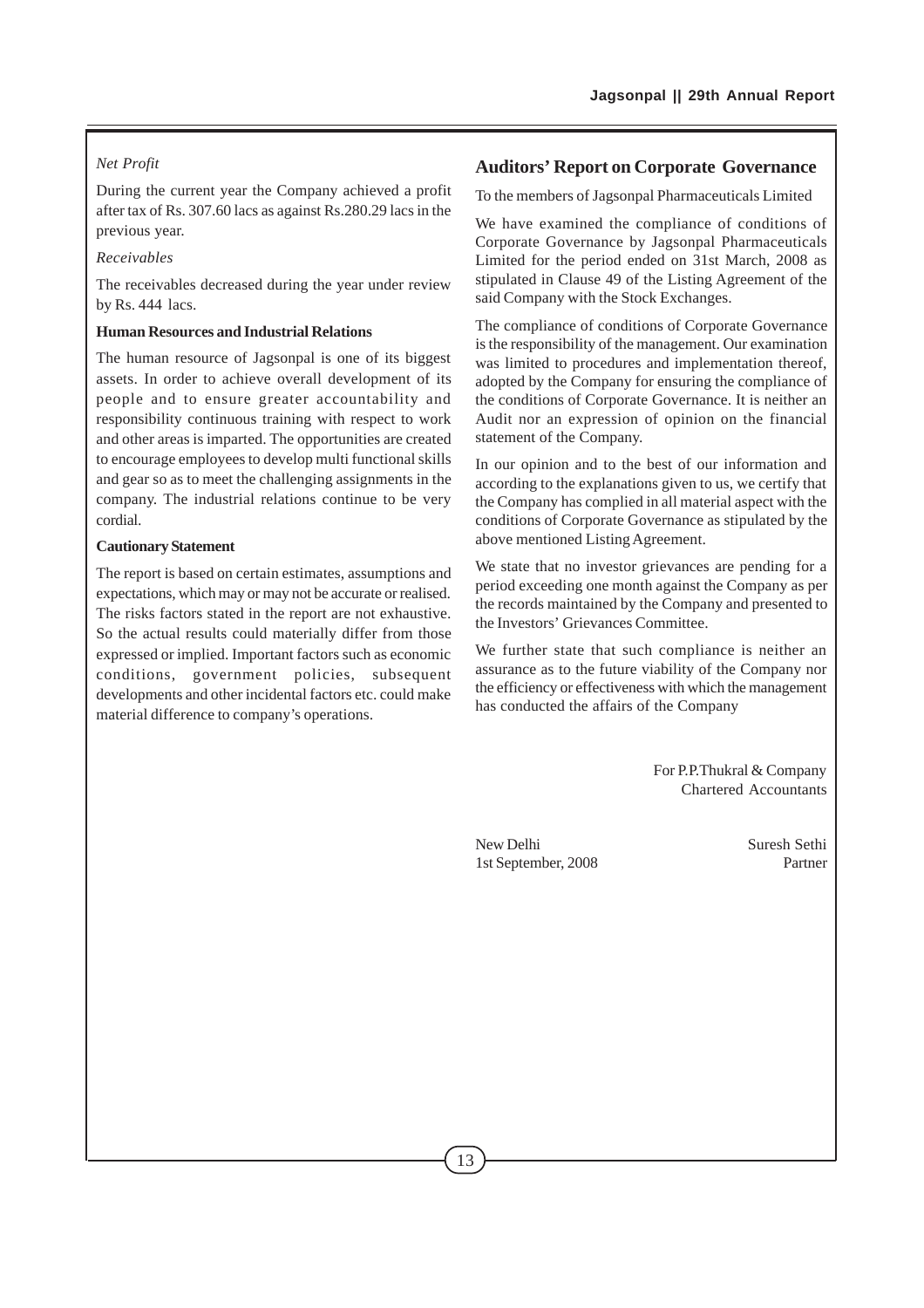*Net Profit*

During the current year the Company achieved a profit after tax of Rs. 307.60 lacs as against Rs.280.29 lacs in the previous year.

*Receivables*

The receivables decreased during the year under review by Rs. 444 lacs.

**Human Resources and Industrial Relations**

The human resource of Jagsonpal is one of its biggest assets. In order to achieve overall development of its people and to ensure greater accountability and responsibility continuous training with respect to work and other areas is imparted. The opportunities are created to encourage employees to develop multi functional skills and gear so as to meet the challenging assignments in the company. The industrial relations continue to be very cordial.

**Cautionary Statement**

The report is based on certain estimates, assumptions and expectations, which may or may not be accurate or realised. The risks factors stated in the report are not exhaustive. So the actual results could materially differ from those expressed or implied. Important factors such as economic conditions, government policies, subsequent developments and other incidental factors etc. could make material difference to company's operations.

## Auditors' Report on Corporate Governance

To the members of Jagsonpal Pharmaceuticals Limited

We have examined the compliance of conditions of Corporate Governance by Jagsonpal Pharmaceuticals Limited for the period ended on 31st March, 2008 as stipulated in Clause 49 of the Listing Agreement of the said Company with the Stock Exchanges.

The compliance of conditions of Corporate Governance is the responsibility of the management. Our examination was limited to procedures and implementation thereof, adopted by the Company for ensuring the compliance of the conditions of Corporate Governance. It is neither an Audit nor an expression of opinion on the financial statement of the Company.

In our opinion and to the best of our information and according to the explanations given to us, we certify that the Company has complied in all material aspect with the conditions of Corporate Governance as stipulated by the above mentioned Listing Agreement.

We state that no investor grievances are pending for a period exceeding one month against the Company as per the records maintained by the Company and presented to the Investors' Grievances Committee.

We further state that such compliance is neither an assurance as to the future viability of the Company nor the efficiency or effectiveness with which the management has conducted the affairs of the Company

For P.P.Thukral & Company
Chartered Accountants

New Delhi
1st September, 2008

Suresh Sethi
Partner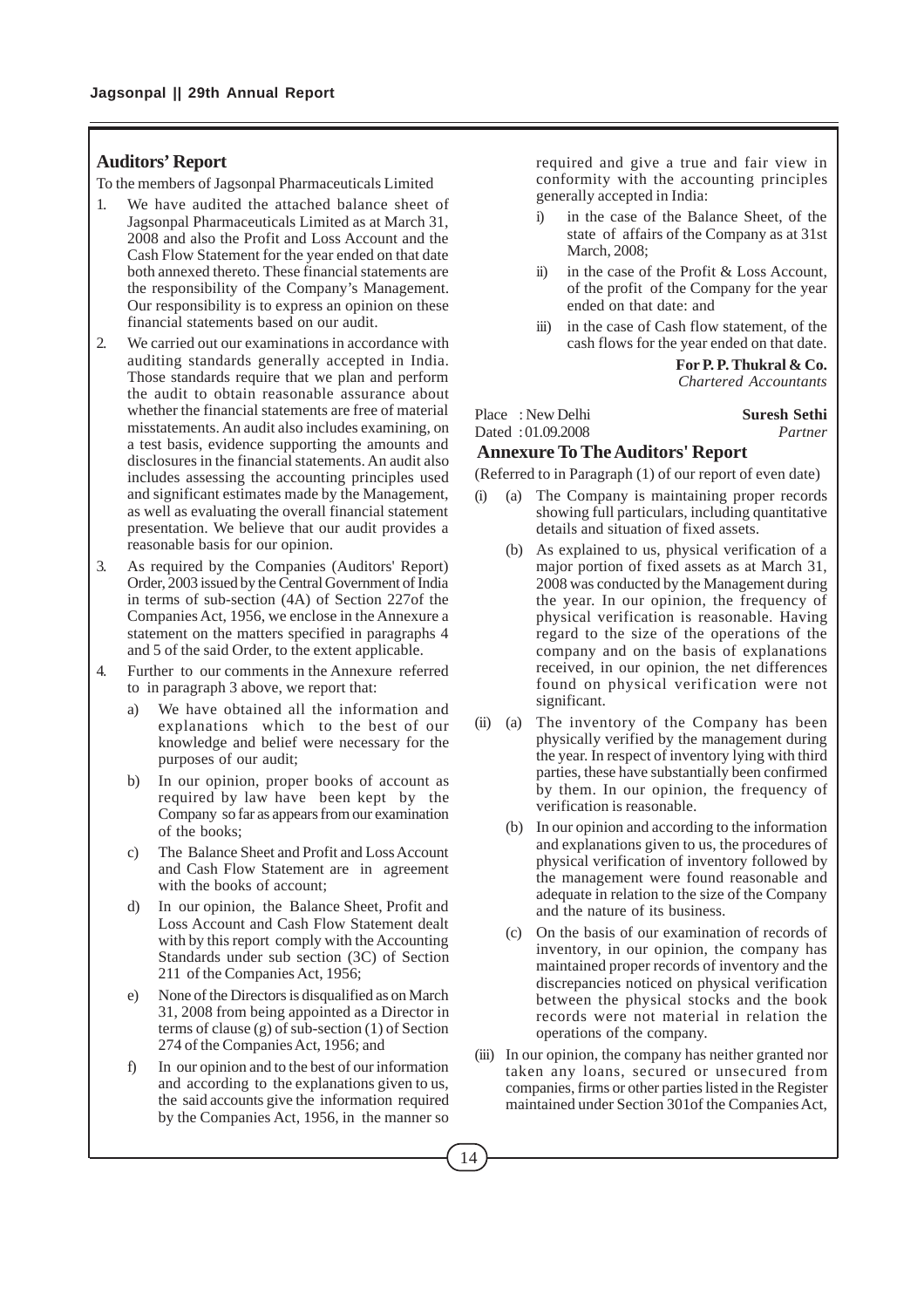## Auditors' Report

To the members of Jagsonpal Pharmaceuticals Limited

1. We have audited the attached balance sheet of Jagsonpal Pharmaceuticals Limited as at March 31, 2008 and also the Profit and Loss Account and the Cash Flow Statement for the year ended on that date both annexed thereto. These financial statements are the responsibility of the Company's Management. Our responsibility is to express an opinion on these financial statements based on our audit.

2. We carried out our examinations in accordance with auditing standards generally accepted in India. Those standards require that we plan and perform the audit to obtain reasonable assurance about whether the financial statements are free of material misstatements. An audit also includes examining, on a test basis, evidence supporting the amounts and disclosures in the financial statements. An audit also includes assessing the accounting principles used and significant estimates made by the Management, as well as evaluating the overall financial statement presentation. We believe that our audit provides a reasonable basis for our opinion.

3. As required by the Companies (Auditors' Report) Order, 2003 issued by the Central Government of India in terms of sub-section (4A) of Section 227of the Companies Act, 1956, we enclose in the Annexure a statement on the matters specified in paragraphs 4 and 5 of the said Order, to the extent applicable.

4. Further to our comments in the Annexure referred to in paragraph 3 above, we report that:

   a) We have obtained all the information and explanations which to the best of our knowledge and belief were necessary for the purposes of our audit;

   b) In our opinion, proper books of account as required by law have been kept by the Company so far as appears from our examination of the books;

   c) The Balance Sheet and Profit and Loss Account and Cash Flow Statement are in agreement with the books of account;

   d) In our opinion, the Balance Sheet, Profit and Loss Account and Cash Flow Statement dealt with by this report comply with the Accounting Standards under sub section (3C) of Section 211 of the Companies Act, 1956;

   e) None of the Directors is disqualified as on March 31, 2008 from being appointed as a Director in terms of clause (g) of sub-section (1) of Section 274 of the Companies Act, 1956; and

   f) In our opinion and to the best of our information and according to the explanations given to us, the said accounts give the information required by the Companies Act, 1956, in the manner so required and give a true and fair view in conformity with the accounting principles generally accepted in India:

      i) in the case of the Balance Sheet, of the state of affairs of the Company as at 31st March, 2008;

      ii) in the case of the Profit & Loss Account, of the profit of the Company for the year ended on that date: and

      iii) in the case of Cash flow statement, of the cash flows for the year ended on that date.

**For P. P. Thukral & Co.**
*Chartered Accountants*

Place : New Delhi
Dated : 01.09.2008

**Suresh Sethi**
*Partner*

## Annexure To The Auditors' Report

(Referred to in Paragraph (1) of our report of even date)

(i) (a) The Company is maintaining proper records showing full particulars, including quantitative details and situation of fixed assets.

(b) As explained to us, physical verification of a major portion of fixed assets as at March 31, 2008 was conducted by the Management during the year. In our opinion, the frequency of physical verification is reasonable. Having regard to the size of the operations of the company and on the basis of explanations received, in our opinion, the net differences found on physical verification were not significant.

(ii) (a) The inventory of the Company has been physically verified by the management during the year. In respect of inventory lying with third parties, these have substantially been confirmed by them. In our opinion, the frequency of verification is reasonable.

(b) In our opinion and according to the information and explanations given to us, the procedures of physical verification of inventory followed by the management were found reasonable and adequate in relation to the size of the Company and the nature of its business.

(c) On the basis of our examination of records of inventory, in our opinion, the company has maintained proper records of inventory and the discrepancies noticed on physical verification between the physical stocks and the book records were not material in relation the operations of the company.

(iii) In our opinion, the company has neither granted nor taken any loans, secured or unsecured from companies, firms or other parties listed in the Register maintained under Section 301of the Companies Act,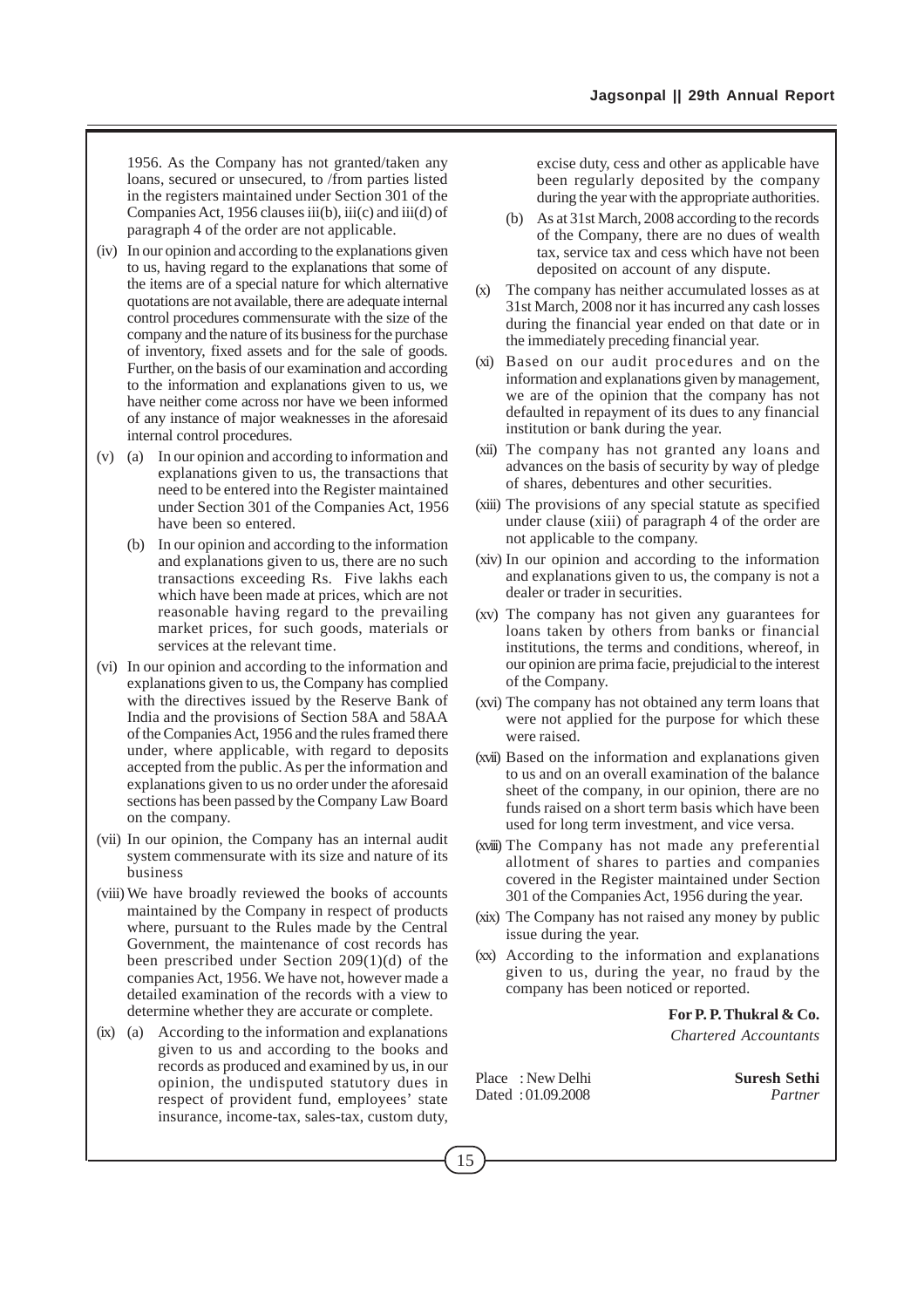1956. As the Company has not granted/taken any loans, secured or unsecured, to /from parties listed in the registers maintained under Section 301 of the Companies Act, 1956 clauses iii(b), iii(c) and iii(d) of paragraph 4 of the order are not applicable.

(iv) In our opinion and according to the explanations given to us, having regard to the explanations that some of the items are of a special nature for which alternative quotations are not available, there are adequate internal control procedures commensurate with the size of the company and the nature of its business for the purchase of inventory, fixed assets and for the sale of goods. Further, on the basis of our examination and according to the information and explanations given to us, we have neither come across nor have we been informed of any instance of major weaknesses in the aforesaid internal control procedures.

(v) (a) In our opinion and according to information and explanations given to us, the transactions that need to be entered into the Register maintained under Section 301 of the Companies Act, 1956 have been so entered.

(b) In our opinion and according to the information and explanations given to us, there are no such transactions exceeding Rs. Five lakhs each which have been made at prices, which are not reasonable having regard to the prevailing market prices, for such goods, materials or services at the relevant time.

(vi) In our opinion and according to the information and explanations given to us, the Company has complied with the directives issued by the Reserve Bank of India and the provisions of Section 58A and 58AA of the Companies Act, 1956 and the rules framed there under, where applicable, with regard to deposits accepted from the public. As per the information and explanations given to us no order under the aforesaid sections has been passed by the Company Law Board on the company.

(vii) In our opinion, the Company has an internal audit system commensurate with its size and nature of its business

(viii) We have broadly reviewed the books of accounts maintained by the Company in respect of products where, pursuant to the Rules made by the Central Government, the maintenance of cost records has been prescribed under Section 209(1)(d) of the companies Act, 1956. We have not, however made a detailed examination of the records with a view to determine whether they are accurate or complete.

(ix) (a) According to the information and explanations given to us and according to the books and records as produced and examined by us, in our opinion, the undisputed statutory dues in respect of provident fund, employees' state insurance, income-tax, sales-tax, custom duty, excise duty, cess and other as applicable have been regularly deposited by the company during the year with the appropriate authorities.

(b) As at 31st March, 2008 according to the records of the Company, there are no dues of wealth tax, service tax and cess which have not been deposited on account of any dispute.

(x) The company has neither accumulated losses as at 31st March, 2008 nor it has incurred any cash losses during the financial year ended on that date or in the immediately preceding financial year.

(xi) Based on our audit procedures and on the information and explanations given by management, we are of the opinion that the company has not defaulted in repayment of its dues to any financial institution or bank during the year.

(xii) The company has not granted any loans and advances on the basis of security by way of pledge of shares, debentures and other securities.

(xiii) The provisions of any special statute as specified under clause (xiii) of paragraph 4 of the order are not applicable to the company.

(xiv) In our opinion and according to the information and explanations given to us, the company is not a dealer or trader in securities.

(xv) The company has not given any guarantees for loans taken by others from banks or financial institutions, the terms and conditions, whereof, in our opinion are prima facie, prejudicial to the interest of the Company.

(xvi) The company has not obtained any term loans that were not applied for the purpose for which these were raised.

(xvii) Based on the information and explanations given to us and on an overall examination of the balance sheet of the company, in our opinion, there are no funds raised on a short term basis which have been used for long term investment, and vice versa.

(xviii) The Company has not made any preferential allotment of shares to parties and companies covered in the Register maintained under Section 301 of the Companies Act, 1956 during the year.

(xix) The Company has not raised any money by public issue during the year.

(xx) According to the information and explanations given to us, during the year, no fraud by the company has been noticed or reported.

**For P. P. Thukral & Co.**
*Chartered Accountants*

Place : New Delhi
Dated : 01.09.2008

**Suresh Sethi**
*Partner*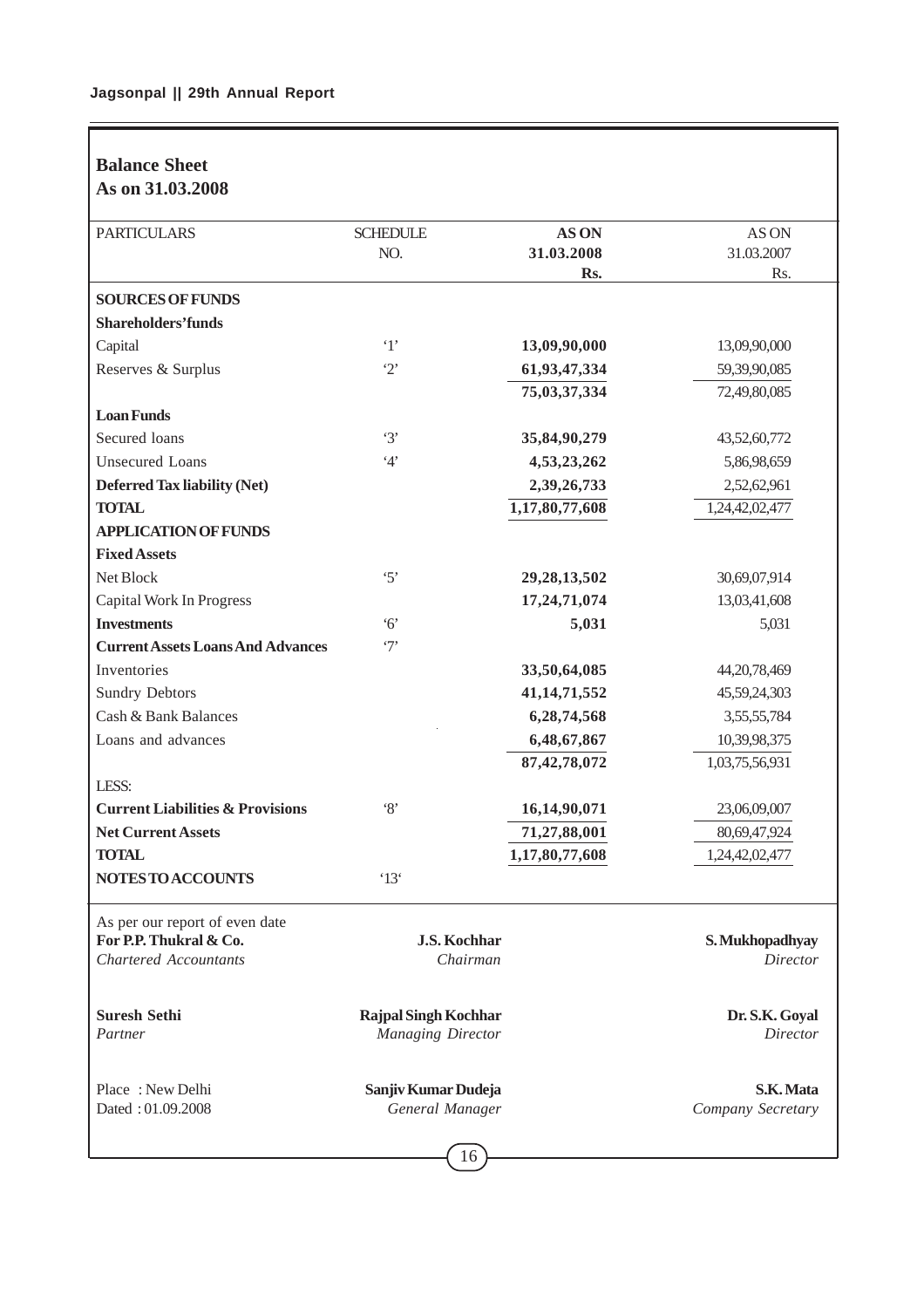## Balance Sheet
## As on 31.03.2008

| PARTICULARS | SCHEDULE NO. | AS ON 31.03.2008 Rs. | AS ON 31.03.2007 Rs. |
|---|---|---|---|
| **SOURCES OF FUNDS** | | | |
| **Shareholders' funds** | | | |
| Capital | '1' | **13,09,90,000** | 13,09,90,000 |
| Reserves & Surplus | '2' | **61,93,47,334** | 59,39,90,085 |
| | | **75,03,37,334** | 72,49,80,085 |
| **Loan Funds** | | | |
| Secured loans | '3' | **35,84,90,279** | 43,52,60,772 |
| Unsecured Loans | '4' | **4,53,23,262** | 5,86,98,659 |
| **Deferred Tax liability (Net)** | | **2,39,26,733** | 2,52,62,961 |
| **TOTAL** | | **1,17,80,77,608** | 1,24,42,02,477 |
| **APPLICATION OF FUNDS** | | | |
| **Fixed Assets** | | | |
| Net Block | '5' | **29,28,13,502** | 30,69,07,914 |
| Capital Work In Progress | | **17,24,71,074** | 13,03,41,608 |
| **Investments** | '6' | **5,031** | 5,031 |
| **Current Assets Loans And Advances** | '7' | | |
| Inventories | | **33,50,64,085** | 44,20,78,469 |
| Sundry Debtors | | **41,14,71,552** | 45,59,24,303 |
| Cash & Bank Balances | | **6,28,74,568** | 3,55,55,784 |
| Loans and advances | | **6,48,67,867** | 10,39,98,375 |
| | | **87,42,78,072** | 1,03,75,56,931 |
| LESS: | | | |
| **Current Liabilities & Provisions** | '8' | **16,14,90,071** | 23,06,09,007 |
| **Net Current Assets** | | **71,27,88,001** | 80,69,47,924 |
| **TOTAL** | | **1,17,80,77,608** | 1,24,42,02,477 |
| **NOTES TO ACCOUNTS** | '13' | | |

As per our report of even date
**For P.P. Thukral & Co.**
*Chartered Accountants*

**Suresh Sethi**
*Partner*

Place : New Delhi
Dated : 01.09.2008

**J.S. Kochhar**
*Chairman*

**Rajpal Singh Kochhar**
*Managing Director*

**Sanjiv Kumar Dudeja**
*General Manager*

**S. Mukhopadhyay**
*Director*

**Dr. S.K. Goyal**
*Director*

**S.K. Mata**
*Company Secretary*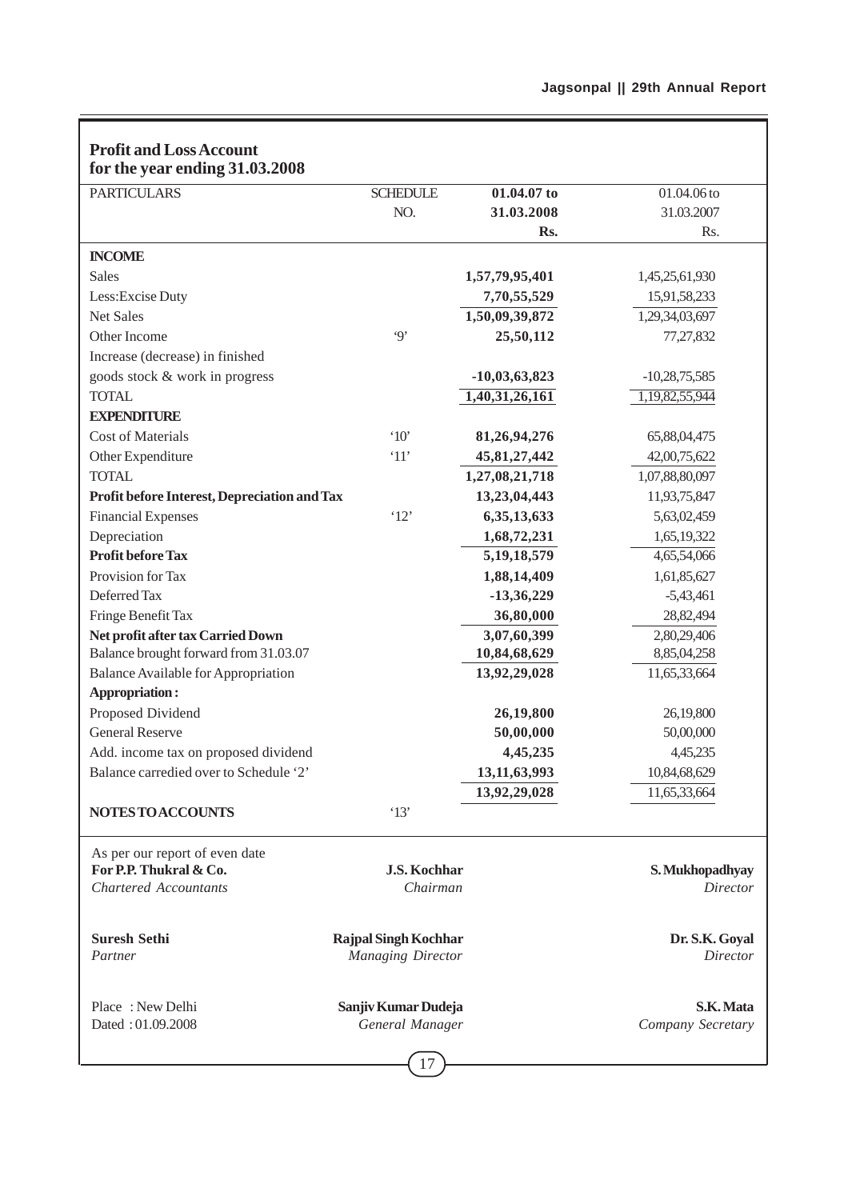## Profit and Loss Account
## for the year ending 31.03.2008

| PARTICULARS | SCHEDULE NO. | 01.04.07 to 31.03.2008 Rs. | 01.04.06 to 31.03.2007 Rs. |
|---|---|---|---|
| **INCOME** | | | |
| Sales | | **1,57,79,95,401** | 1,45,25,61,930 |
| Less:Excise Duty | | **7,70,55,529** | 15,91,58,233 |
| Net Sales | | **1,50,09,39,872** | 1,29,34,03,697 |
| Other Income | '9' | **25,50,112** | 77,27,832 |
| Increase (decrease) in finished goods stock & work in progress | | **-10,03,63,823** | -10,28,75,585 |
| TOTAL | | **1,40,31,26,161** | 1,19,82,55,944 |
| **EXPENDITURE** | | | |
| Cost of Materials | '10' | **81,26,94,276** | 65,88,04,475 |
| Other Expenditure | '11' | **45,81,27,442** | 42,00,75,622 |
| TOTAL | | **1,27,08,21,718** | 1,07,88,80,097 |
| **Profit before Interest, Depreciation and Tax** | | **13,23,04,443** | 11,93,75,847 |
| Financial Expenses | '12' | **6,35,13,633** | 5,63,02,459 |
| Depreciation | | **1,68,72,231** | 1,65,19,322 |
| **Profit before Tax** | | **5,19,18,579** | 4,65,54,066 |
| Provision for Tax | | **1,88,14,409** | 1,61,85,627 |
| Deferred Tax | | **-13,36,229** | -5,43,461 |
| Fringe Benefit Tax | | **36,80,000** | 28,82,494 |
| **Net profit after tax Carried Down** | | **3,07,60,399** | 2,80,29,406 |
| Balance brought forward from 31.03.07 | | **10,84,68,629** | 8,85,04,258 |
| Balance Available for Appropriation | | **13,92,29,028** | 11,65,33,664 |
| **Appropriation :** | | | |
| Proposed Dividend | | **26,19,800** | 26,19,800 |
| General Reserve | | **50,00,000** | 50,00,000 |
| Add. income tax on proposed dividend | | **4,45,235** | 4,45,235 |
| Balance carredied over to Schedule '2' | | **13,11,63,993** | 10,84,68,629 |
| | | **13,92,29,028** | 11,65,33,664 |
| **NOTES TO ACCOUNTS** | '13' | | |

As per our report of even date

**For P.P. Thukral & Co.**
*Chartered Accountants*

**J.S. Kochhar**
*Chairman*

**S. Mukhopadhyay**
*Director*

**Suresh Sethi**
*Partner*

**Rajpal Singh Kochhar**
*Managing Director*

**Dr. S.K. Goyal**
*Director*

Place : New Delhi
Dated : 01.09.2008

**Sanjiv Kumar Dudeja**
*General Manager*

**S.K. Mata**
*Company Secretary*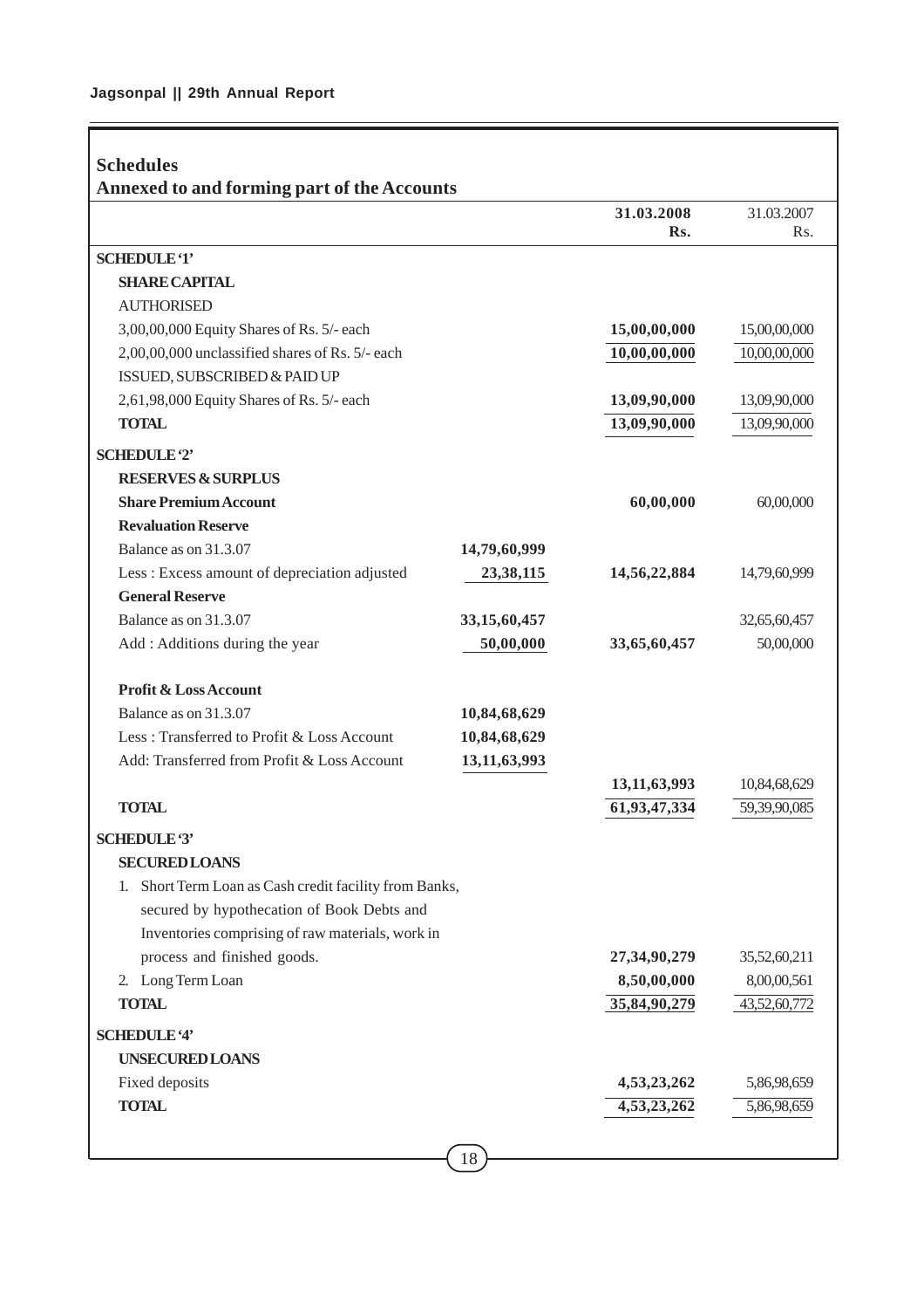## Schedules

### Annexed to and forming part of the Accounts

| | | 31.03.2008 Rs. | 31.03.2007 Rs. |
|---|---|---|---|
| **SCHEDULE '1'** | | | |
| **SHARE CAPITAL** | | | |
| AUTHORISED | | | |
| 3,00,00,000 Equity Shares of Rs. 5/- each | | **15,00,00,000** | 15,00,00,000 |
| 2,00,00,000 unclassified shares of Rs. 5/- each | | **10,00,00,000** | 10,00,00,000 |
| ISSUED, SUBSCRIBED & PAID UP | | | |
| 2,61,98,000 Equity Shares of Rs. 5/- each | | **13,09,90,000** | 13,09,90,000 |
| **TOTAL** | | **13,09,90,000** | 13,09,90,000 |
| **SCHEDULE '2'** | | | |
| **RESERVES & SURPLUS** | | | |
| **Share Premium Account** | | **60,00,000** | 60,00,000 |
| **Revaluation Reserve** | | | |
| Balance as on 31.3.07 | **14,79,60,999** | | |
| Less : Excess amount of depreciation adjusted | **23,38,115** | **14,56,22,884** | 14,79,60,999 |
| **General Reserve** | | | |
| Balance as on 31.3.07 | **33,15,60,457** | | 32,65,60,457 |
| Add : Additions during the year | **50,00,000** | **33,65,60,457** | 50,00,000 |
| **Profit & Loss Account** | | | |
| Balance as on 31.3.07 | **10,84,68,629** | | |
| Less : Transferred to Profit & Loss Account | **10,84,68,629** | | |
| Add: Transferred from Profit & Loss Account | **13,11,63,993** | | |
| | | **13,11,63,993** | 10,84,68,629 |
| **TOTAL** | | **61,93,47,334** | 59,39,90,085 |
| **SCHEDULE '3'** | | | |
| **SECURED LOANS** | | | |
| 1. Short Term Loan as Cash credit facility from Banks, secured by hypothecation of Book Debts and Inventories comprising of raw materials, work in process and finished goods. | | **27,34,90,279** | 35,52,60,211 |
| 2. Long Term Loan | | **8,50,00,000** | 8,00,00,561 |
| **TOTAL** | | **35,84,90,279** | 43,52,60,772 |
| **SCHEDULE '4'** | | | |
| **UNSECURED LOANS** | | | |
| Fixed deposits | | **4,53,23,262** | 5,86,98,659 |
| **TOTAL** | | **4,53,23,262** | 5,86,98,659 |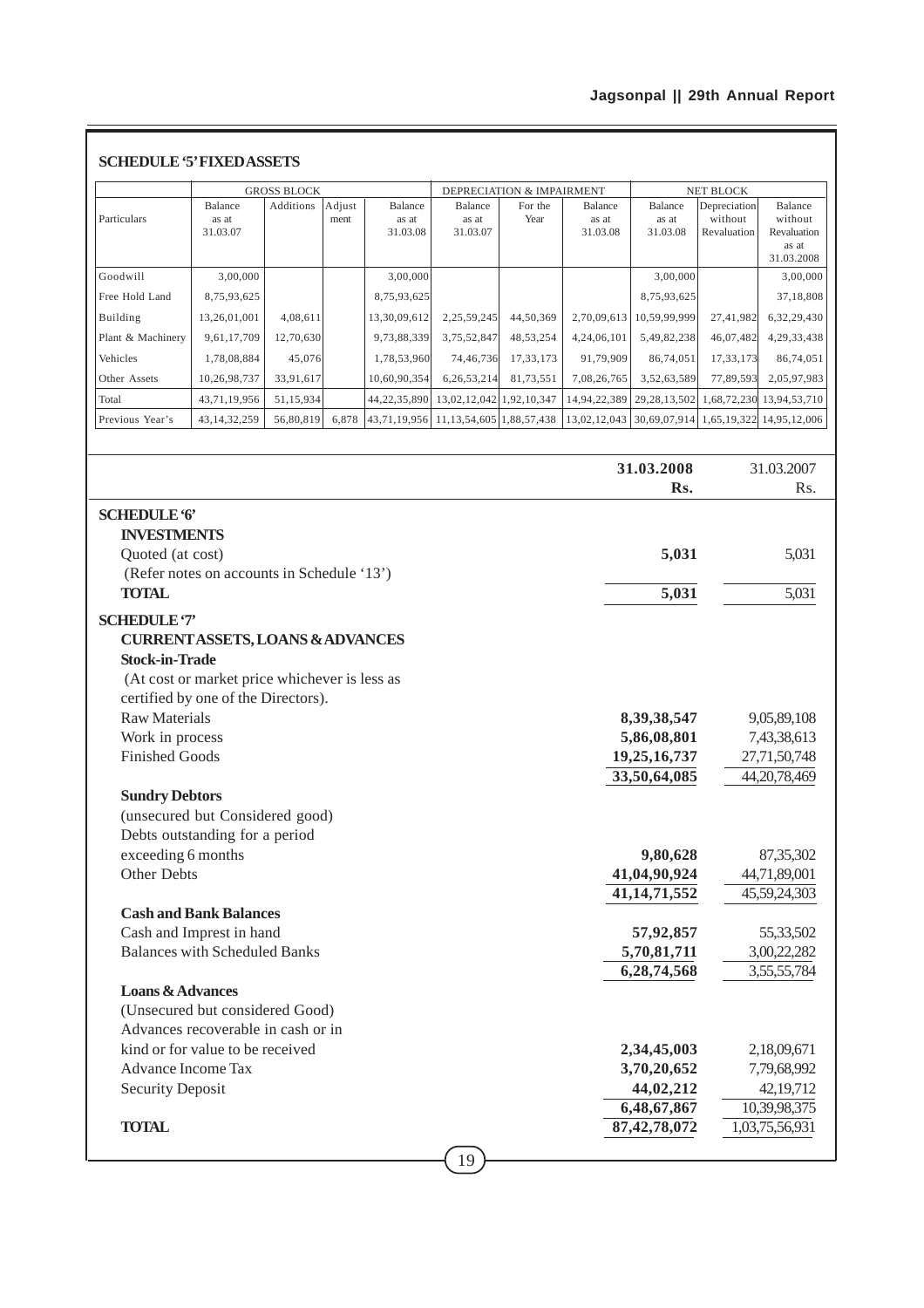## SCHEDULE '5' FIXED ASSETS

| Particulars | GROSS BLOCK | | | | DEPRECIATION & IMPAIRMENT | | | NET BLOCK | | |
|---|---|---|---|---|---|---|---|---|---|---|
| | Balance as at 31.03.07 | Additions | Adjust ment | Balance as at 31.03.08 | Balance as at 31.03.07 | For the Year | Balance as at 31.03.08 | Balance as at 31.03.08 | Depreciation without Revaluation | Balance without Revaluation as at 31.03.2008 |
| Goodwill | 3,00,000 | | | 3,00,000 | | | | 3,00,000 | | 3,00,000 |
| Free Hold Land | 8,75,93,625 | | | 8,75,93,625 | | | | 8,75,93,625 | | 37,18,808 |
| Building | 13,26,01,001 | 4,08,611 | | 13,30,09,612 | 2,25,59,245 | 44,50,369 | 2,70,09,613 | 10,59,99,999 | 27,41,982 | 6,32,29,430 |
| Plant & Machinery | 9,61,17,709 | 12,70,630 | | 9,73,88,339 | 3,75,52,847 | 48,53,254 | 4,24,06,101 | 5,49,82,238 | 46,07,482 | 4,29,33,438 |
| Vehicles | 1,78,08,884 | 45,076 | | 1,78,53,960 | 74,46,736 | 17,33,173 | 91,79,909 | 86,74,051 | 17,33,173 | 86,74,051 |
| Other Assets | 10,26,98,737 | 33,91,617 | | 10,60,90,354 | 6,26,53,214 | 81,73,551 | 7,08,26,765 | 3,52,63,589 | 77,89,593 | 2,05,97,983 |
| Total | 43,71,19,956 | 51,15,934 | | 44,22,35,890 | 13,02,12,042 | 1,92,10,347 | 14,94,22,389 | 29,28,13,502 | 1,68,72,230 | 13,94,53,710 |
| Previous Year's | 43,14,32,259 | 56,80,819 | 6,878 | 43,71,19,956 | 11,13,54,605 | 1,88,57,438 | 13,02,12,043 | 30,69,07,914 | 1,65,19,322 | 14,95,12,006 |

| | 31.03.2008 Rs. | 31.03.2007 Rs. |
|---|---|---|
| **SCHEDULE '6'** | | |
| **INVESTMENTS** | | |
| Quoted (at cost) | **5,031** | 5,031 |
| (Refer notes on accounts in Schedule '13') | | |
| **TOTAL** | **5,031** | 5,031 |
| **SCHEDULE '7'** | | |
| **CURRENT ASSETS, LOANS & ADVANCES** | | |
| **Stock-in-Trade** | | |
| (At cost or market price whichever is less as certified by one of the Directors). | | |
| Raw Materials | **8,39,38,547** | 9,05,89,108 |
| Work in process | **5,86,08,801** | 7,43,38,613 |
| Finished Goods | **19,25,16,737** | 27,71,50,748 |
| | **33,50,64,085** | 44,20,78,469 |
| **Sundry Debtors** | | |
| (unsecured but Considered good) | | |
| Debts outstanding for a period exceeding 6 months | **9,80,628** | 87,35,302 |
| Other Debts | **41,04,90,924** | 44,71,89,001 |
| | **41,14,71,552** | 45,59,24,303 |
| **Cash and Bank Balances** | | |
| Cash and Imprest in hand | **57,92,857** | 55,33,502 |
| Balances with Scheduled Banks | **5,70,81,711** | 3,00,22,282 |
| | **6,28,74,568** | 3,55,55,784 |
| **Loans & Advances** | | |
| (Unsecured but considered Good) | | |
| Advances recoverable in cash or in kind or for value to be received | **2,34,45,003** | 2,18,09,671 |
| Advance Income Tax | **3,70,20,652** | 7,79,68,992 |
| Security Deposit | **44,02,212** | 42,19,712 |
| | **6,48,67,867** | 10,39,98,375 |
| **TOTAL** | **87,42,78,072** | 1,03,75,56,931 |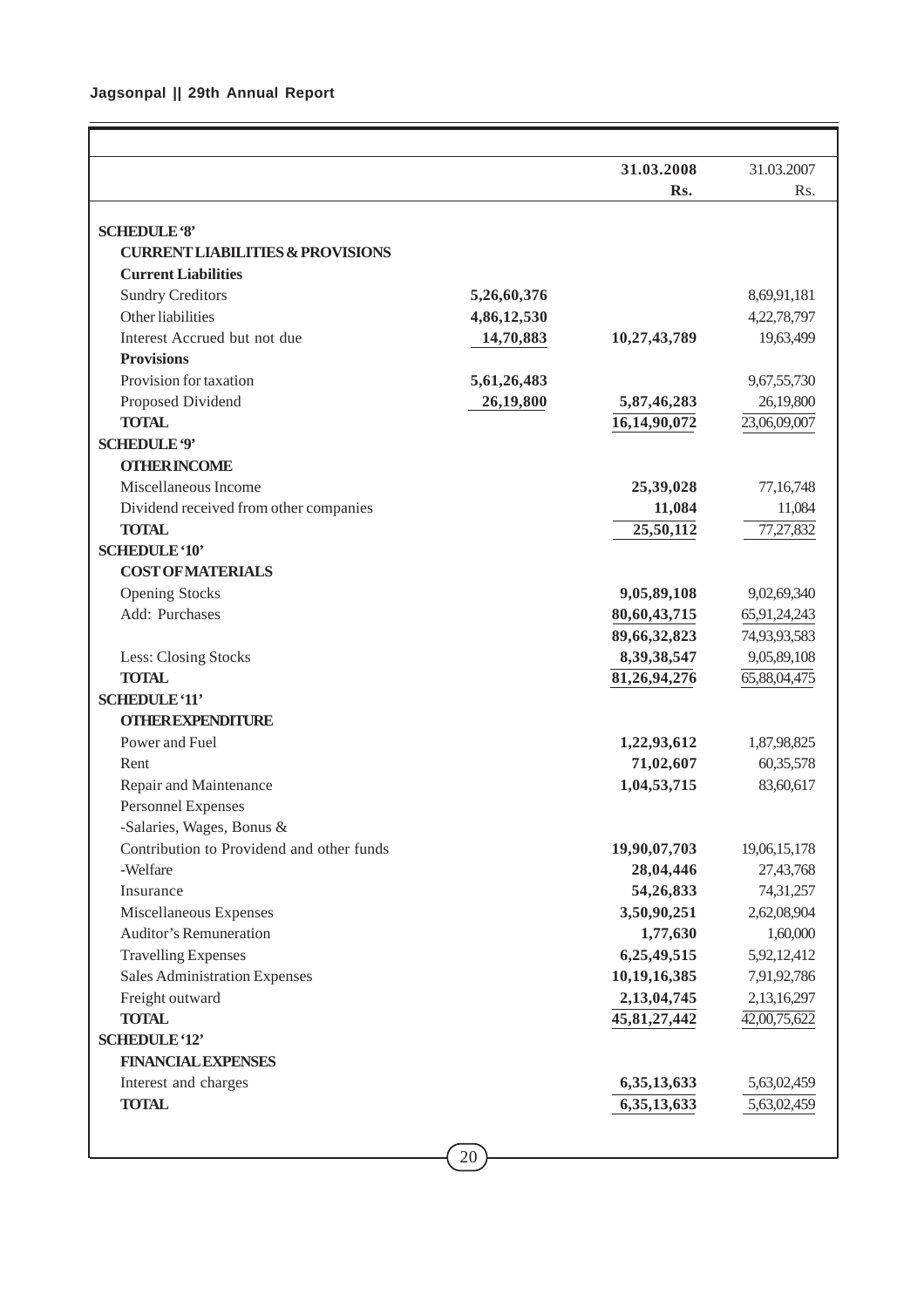| | | 31.03.2008 Rs. | 31.03.2007 Rs. |
|---|---|---|---|
| **SCHEDULE '8'** | | | |
| **CURRENT LIABILITIES & PROVISIONS** | | | |
| **Current Liabilities** | | | |
| Sundry Creditors | 5,26,60,376 | | 8,69,91,181 |
| Other liabilities | 4,86,12,530 | | 4,22,78,797 |
| Interest Accrued but not due | 14,70,883 | 10,27,43,789 | 19,63,499 |
| **Provisions** | | | |
| Provision for taxation | 5,61,26,483 | | 9,67,55,730 |
| Proposed Dividend | 26,19,800 | 5,87,46,283 | 26,19,800 |
| **TOTAL** | | 16,14,90,072 | 23,06,09,007 |
| **SCHEDULE '9'** | | | |
| **OTHER INCOME** | | | |
| Miscellaneous Income | | 25,39,028 | 77,16,748 |
| Dividend received from other companies | | 11,084 | 11,084 |
| **TOTAL** | | 25,50,112 | 77,27,832 |
| **SCHEDULE '10'** | | | |
| **COST OF MATERIALS** | | | |
| Opening Stocks | | 9,05,89,108 | 9,02,69,340 |
| Add: Purchases | | 80,60,43,715 | 65,91,24,243 |
| | | 89,66,32,823 | 74,93,93,583 |
| Less: Closing Stocks | | 8,39,38,547 | 9,05,89,108 |
| **TOTAL** | | 81,26,94,276 | 65,88,04,475 |
| **SCHEDULE '11'** | | | |
| **OTHER EXPENDITURE** | | | |
| Power and Fuel | | 1,22,93,612 | 1,87,98,825 |
| Rent | | 71,02,607 | 60,35,578 |
| Repair and Maintenance | | 1,04,53,715 | 83,60,617 |
| Personnel Expenses | | | |
| -Salaries, Wages, Bonus & | | | |
| Contribution to Providend and other funds | | 19,90,07,703 | 19,06,15,178 |
| -Welfare | | 28,04,446 | 27,43,768 |
| Insurance | | 54,26,833 | 74,31,257 |
| Miscellaneous Expenses | | 3,50,90,251 | 2,62,08,904 |
| Auditor's Remuneration | | 1,77,630 | 1,60,000 |
| Travelling Expenses | | 6,25,49,515 | 5,92,12,412 |
| Sales Administration Expenses | | 10,19,16,385 | 7,91,92,786 |
| Freight outward | | 2,13,04,745 | 2,13,16,297 |
| **TOTAL** | | 45,81,27,442 | 42,00,75,622 |
| **SCHEDULE '12'** | | | |
| **FINANCIAL EXPENSES** | | | |
| Interest and charges | | 6,35,13,633 | 5,63,02,459 |
| **TOTAL** | | 6,35,13,633 | 5,63,02,459 |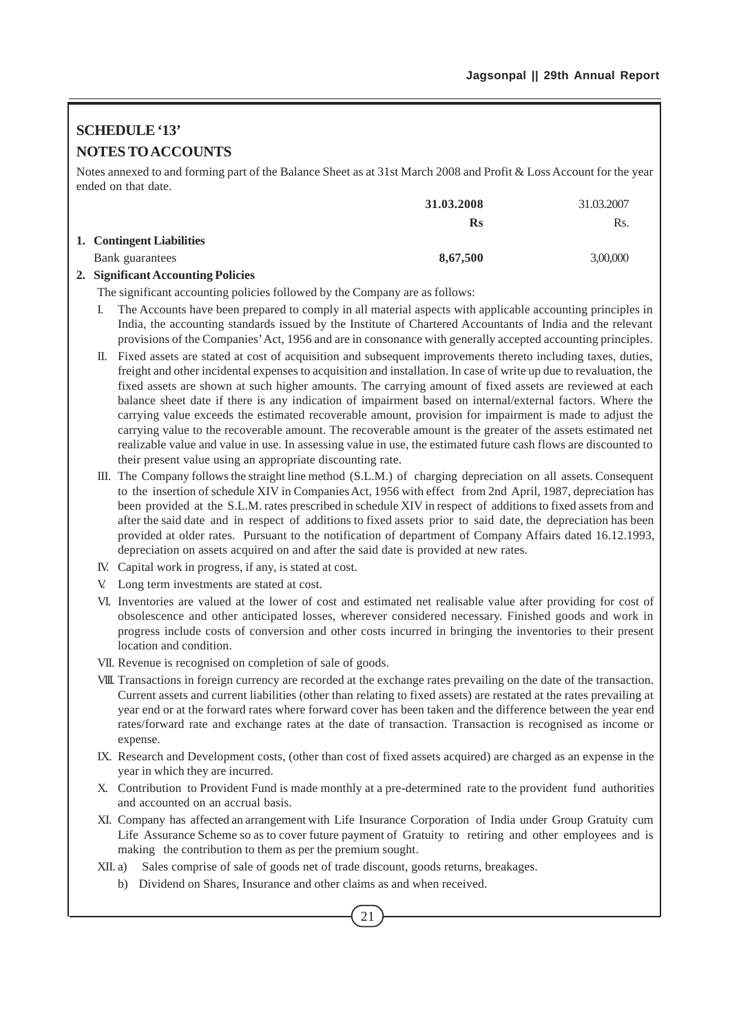## SCHEDULE '13'

## NOTES TO ACCOUNTS

Notes annexed to and forming part of the Balance Sheet as at 31st March 2008 and Profit & Loss Account for the year ended on that date.

| | 31.03.2008 | 31.03.2007 |
|---|---|---|
| | **Rs** | Rs. |
| **1. Contingent Liabilities** | | |
| Bank guarantees | **8,67,500** | 3,00,000 |

**2. Significant Accounting Policies**

The significant accounting policies followed by the Company are as follows:

I. The Accounts have been prepared to comply in all material aspects with applicable accounting principles in India, the accounting standards issued by the Institute of Chartered Accountants of India and the relevant provisions of the Companies' Act, 1956 and are in consonance with generally accepted accounting principles.

II. Fixed assets are stated at cost of acquisition and subsequent improvements thereto including taxes, duties, freight and other incidental expenses to acquisition and installation. In case of write up due to revaluation, the fixed assets are shown at such higher amounts. The carrying amount of fixed assets are reviewed at each balance sheet date if there is any indication of impairment based on internal/external factors. Where the carrying value exceeds the estimated recoverable amount, provision for impairment is made to adjust the carrying value to the recoverable amount. The recoverable amount is the greater of the assets estimated net realizable value and value in use. In assessing value in use, the estimated future cash flows are discounted to their present value using an appropriate discounting rate.

III. The Company follows the straight line method (S.L.M.) of charging depreciation on all assets. Consequent to the insertion of schedule XIV in Companies Act, 1956 with effect from 2nd April, 1987, depreciation has been provided at the S.L.M. rates prescribed in schedule XIV in respect of additions to fixed assets from and after the said date and in respect of additions to fixed assets prior to said date, the depreciation has been provided at older rates. Pursuant to the notification of department of Company Affairs dated 16.12.1993, depreciation on assets acquired on and after the said date is provided at new rates.

IV. Capital work in progress, if any, is stated at cost.

V. Long term investments are stated at cost.

VI. Inventories are valued at the lower of cost and estimated net realisable value after providing for cost of obsolescence and other anticipated losses, wherever considered necessary. Finished goods and work in progress include costs of conversion and other costs incurred in bringing the inventories to their present location and condition.

VII. Revenue is recognised on completion of sale of goods.

VIII. Transactions in foreign currency are recorded at the exchange rates prevailing on the date of the transaction. Current assets and current liabilities (other than relating to fixed assets) are restated at the rates prevailing at year end or at the forward rates where forward cover has been taken and the difference between the year end rates/forward rate and exchange rates at the date of transaction. Transaction is recognised as income or expense.

IX. Research and Development costs, (other than cost of fixed assets acquired) are charged as an expense in the year in which they are incurred.

X. Contribution to Provident Fund is made monthly at a pre-determined rate to the provident fund authorities and accounted on an accrual basis.

XI. Company has affected an arrangement with Life Insurance Corporation of India under Group Gratuity cum Life Assurance Scheme so as to cover future payment of Gratuity to retiring and other employees and is making the contribution to them as per the premium sought.

XII. a) Sales comprise of sale of goods net of trade discount, goods returns, breakages.

b) Dividend on Shares, Insurance and other claims as and when received.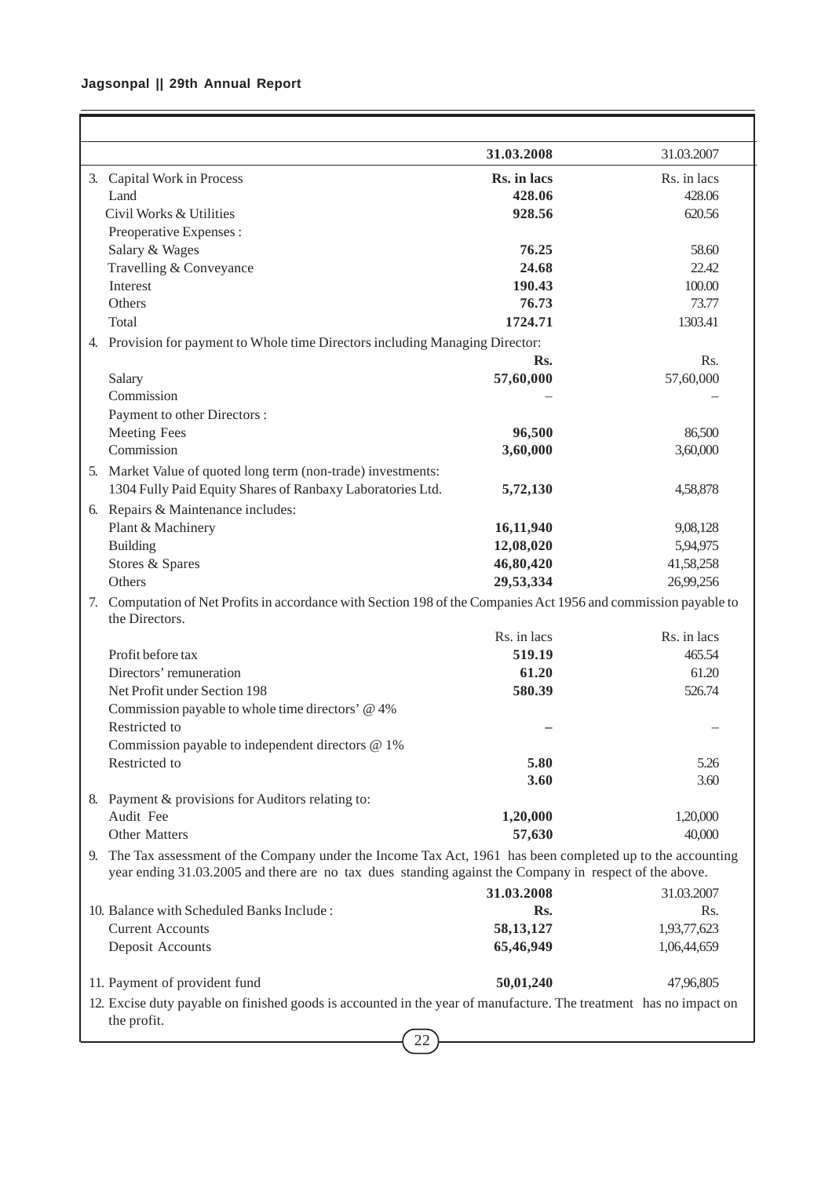| | 31.03.2008 | 31.03.2007 |
|---|---|---|
| 3. Capital Work in Process | Rs. in lacs | Rs. in lacs |
| Land | 428.06 | 428.06 |
| Civil Works & Utilities | 928.56 | 620.56 |
| Preoperative Expenses : | | |
| Salary & Wages | 76.25 | 58.60 |
| Travelling & Conveyance | 24.68 | 22.42 |
| Interest | 190.43 | 100.00 |
| Others | 76.73 | 73.77 |
| Total | 1724.71 | 1303.41 |
| 4. Provision for payment to Whole time Directors including Managing Director: | | |
| | Rs. | Rs. |
| Salary | 57,60,000 | 57,60,000 |
| Commission | – | – |
| Payment to other Directors : | | |
| Meeting Fees | 96,500 | 86,500 |
| Commission | 3,60,000 | 3,60,000 |
| 5. Market Value of quoted long term (non-trade) investments: | | |
| 1304 Fully Paid Equity Shares of Ranbaxy Laboratories Ltd. | 5,72,130 | 4,58,878 |
| 6. Repairs & Maintenance includes: | | |
| Plant & Machinery | 16,11,940 | 9,08,128 |
| Building | 12,08,020 | 5,94,975 |
| Stores & Spares | 46,80,420 | 41,58,258 |
| Others | 29,53,334 | 26,99,256 |
| 7. Computation of Net Profits in accordance with Section 198 of the Companies Act 1956 and commission payable to the Directors. | | |
| | Rs. in lacs | Rs. in lacs |
| Profit before tax | 519.19 | 465.54 |
| Directors' remuneration | 61.20 | 61.20 |
| Net Profit under Section 198 | 580.39 | 526.74 |
| Commission payable to whole time directors' @ 4% | | |
| Restricted to | – | – |
| Commission payable to independent directors @ 1% | | |
| Restricted to | 5.80 | 5.26 |
| | 3.60 | 3.60 |
| 8. Payment & provisions for Auditors relating to: | | |
| Audit Fee | 1,20,000 | 1,20,000 |
| Other Matters | 57,630 | 40,000 |

9. The Tax assessment of the Company under the Income Tax Act, 1961 has been completed up to the accounting year ending 31.03.2005 and there are no tax dues standing against the Company in respect of the above.

| | 31.03.2008 | 31.03.2007 |
|---|---|---|
| 10. Balance with Scheduled Banks Include : | Rs. | Rs. |
| Current Accounts | 58,13,127 | 1,93,77,623 |
| Deposit Accounts | 65,46,949 | 1,06,44,659 |
| 11. Payment of provident fund | 50,01,240 | 47,96,805 |

12. Excise duty payable on finished goods is accounted in the year of manufacture. The treatment has no impact on the profit.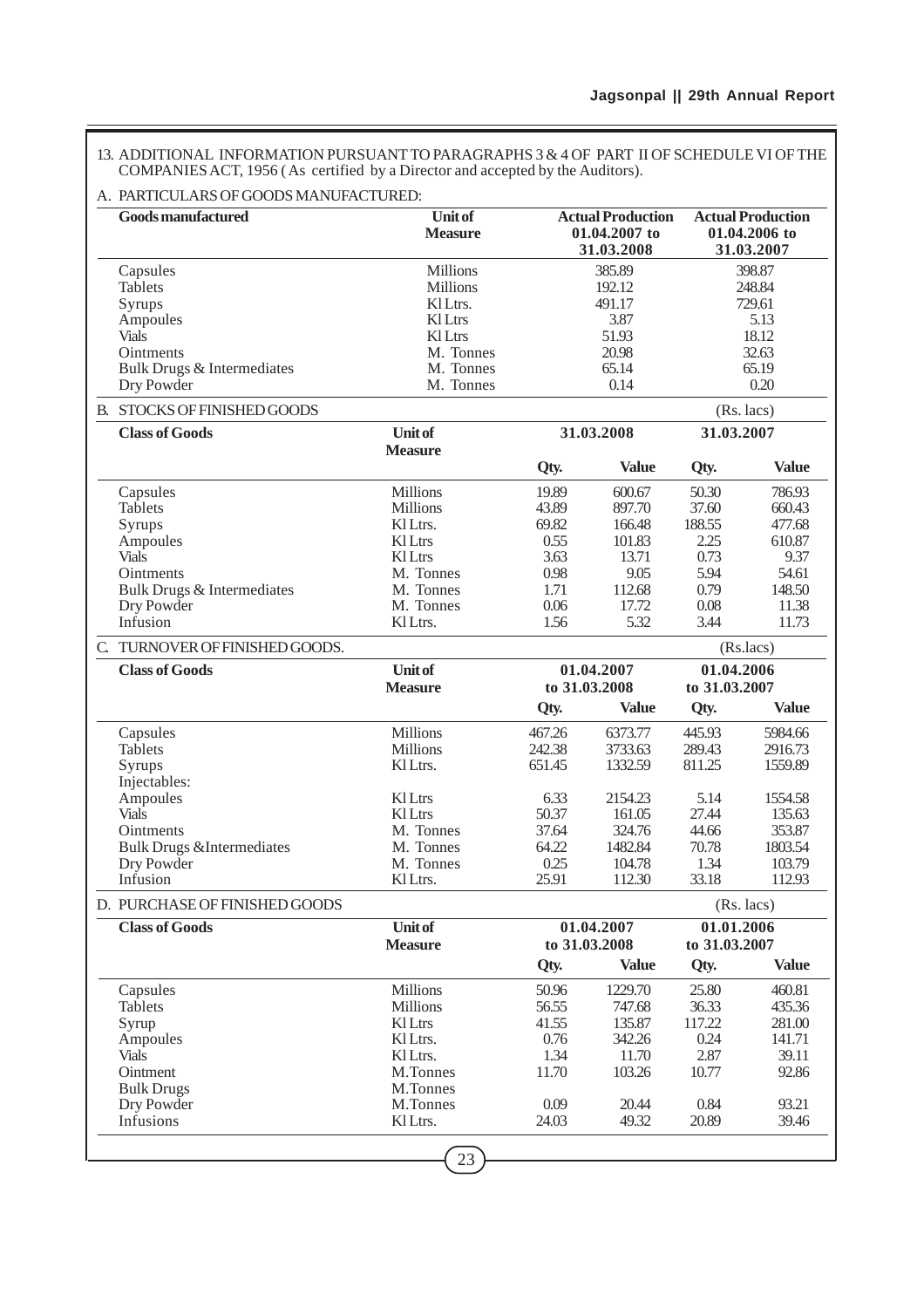13. ADDITIONAL INFORMATION PURSUANT TO PARAGRAPHS 3 & 4 OF PART II OF SCHEDULE VI OF THE COMPANIES ACT, 1956 ( As certified by a Director and accepted by the Auditors).

A. PARTICULARS OF GOODS MANUFACTURED:

| Goods manufactured | Unit of Measure | Actual Production 01.04.2007 to 31.03.2008 | Actual Production 01.04.2006 to 31.03.2007 |
|---|---|---|---|
| Capsules | Millions | 385.89 | 398.87 |
| Tablets | Millions | 192.12 | 248.84 |
| Syrups | Kl Ltrs. | 491.17 | 729.61 |
| Ampoules | Kl Ltrs | 3.87 | 5.13 |
| Vials | Kl Ltrs | 51.93 | 18.12 |
| Ointments | M. Tonnes | 20.98 | 32.63 |
| Bulk Drugs & Intermediates | M. Tonnes | 65.14 | 65.19 |
| Dry Powder | M. Tonnes | 0.14 | 0.20 |

B. STOCKS OF FINISHED GOODS (Rs. lacs)

| Class of Goods | Unit of Measure | 31.03.2008 | | 31.03.2007 | |
|---|---|---|---|---|---|
| | | Qty. | Value | Qty. | Value |
| Capsules | Millions | 19.89 | 600.67 | 50.30 | 786.93 |
| Tablets | Millions | 43.89 | 897.70 | 37.60 | 660.43 |
| Syrups | Kl Ltrs. | 69.82 | 166.48 | 188.55 | 477.68 |
| Ampoules | Kl Ltrs | 0.55 | 101.83 | 2.25 | 610.87 |
| Vials | Kl Ltrs | 3.63 | 13.71 | 0.73 | 9.37 |
| Ointments | M. Tonnes | 0.98 | 9.05 | 5.94 | 54.61 |
| Bulk Drugs & Intermediates | M. Tonnes | 1.71 | 112.68 | 0.79 | 148.50 |
| Dry Powder | M. Tonnes | 0.06 | 17.72 | 0.08 | 11.38 |
| Infusion | Kl Ltrs. | 1.56 | 5.32 | 3.44 | 11.73 |

C. TURNOVER OF FINISHED GOODS. (Rs.lacs)

| Class of Goods | Unit of Measure | 01.04.2007 to 31.03.2008 | | 01.04.2006 to 31.03.2007 | |
|---|---|---|---|---|---|
| | | Qty. | Value | Qty. | Value |
| Capsules | Millions | 467.26 | 6373.77 | 445.93 | 5984.66 |
| Tablets | Millions | 242.38 | 3733.63 | 289.43 | 2916.73 |
| Syrups | Kl Ltrs. | 651.45 | 1332.59 | 811.25 | 1559.89 |
| Injectables: | | | | | |
| Ampoules | Kl Ltrs | 6.33 | 2154.23 | 5.14 | 1554.58 |
| Vials | Kl Ltrs | 50.37 | 161.05 | 27.44 | 135.63 |
| Ointments | M. Tonnes | 37.64 | 324.76 | 44.66 | 353.87 |
| Bulk Drugs &Intermediates | M. Tonnes | 64.22 | 1482.84 | 70.78 | 1803.54 |
| Dry Powder | M. Tonnes | 0.25 | 104.78 | 1.34 | 103.79 |
| Infusion | Kl Ltrs. | 25.91 | 112.30 | 33.18 | 112.93 |

D. PURCHASE OF FINISHED GOODS (Rs. lacs)

| Class of Goods | Unit of Measure | 01.04.2007 to 31.03.2008 | | 01.01.2006 to 31.03.2007 | |
|---|---|---|---|---|---|
| | | Qty. | Value | Qty. | Value |
| Capsules | Millions | 50.96 | 1229.70 | 25.80 | 460.81 |
| Tablets | Millions | 56.55 | 747.68 | 36.33 | 435.36 |
| Syrup | Kl Ltrs | 41.55 | 135.87 | 117.22 | 281.00 |
| Ampoules | Kl Ltrs. | 0.76 | 342.26 | 0.24 | 141.71 |
| Vials | Kl Ltrs. | 1.34 | 11.70 | 2.87 | 39.11 |
| Ointment | M.Tonnes | 11.70 | 103.26 | 10.77 | 92.86 |
| Bulk Drugs | M.Tonnes | | | | |
| Dry Powder | M.Tonnes | 0.09 | 20.44 | 0.84 | 93.21 |
| Infusions | Kl Ltrs. | 24.03 | 49.32 | 20.89 | 39.46 |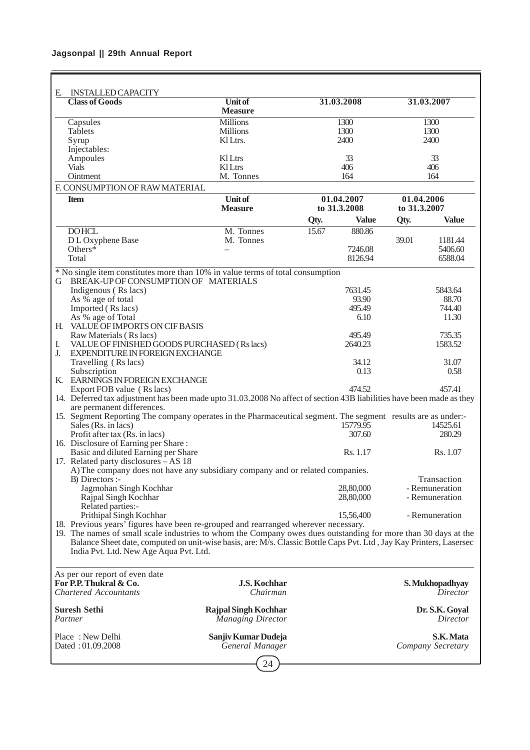## E. INSTALLED CAPACITY

| Class of Goods | Unit of Measure | 31.03.2008 | 31.03.2007 |
|---|---|---|---|
| Capsules | Millions | 1300 | 1300 |
| Tablets | Millions | 1300 | 1300 |
| Syrup | Kl Ltrs. | 2400 | 2400 |
| Injectables: | | | |
| Ampoules | Kl Ltrs | 33 | 33 |
| Vials | Kl Ltrs | 406 | 406 |
| Ointment | M. Tonnes | 164 | 164 |

## F. CONSUMPTION OF RAW MATERIAL

| Item | Unit of Measure | 01.04.2007 to 31.3.2008 | | 01.04.2006 to 31.3.2007 | |
|---|---|---|---|---|---|
| | | Qty. | Value | Qty. | Value |
| DO HCL | M. Tonnes | 15.67 | 880.86 | | |
| D L Oxyphene Base | M. Tonnes | | | 39.01 | 1181.44 |
| Others* | – | | 7246.08 | | 5406.60 |
| Total | | | 8126.94 | | 6588.04 |

\* No single item constitutes more than 10% in value terms of total consumption

| | 2008 | 2007 |
|---|---|---|
| **G BREAK-UP OF CONSUMPTION OF MATERIALS** | | |
| Indigenous ( Rs lacs) | 7631.45 | 5843.64 |
| As % age of total | 93.90 | 88.70 |
| Imported ( Rs lacs) | 495.49 | 744.40 |
| As % age of Total | 6.10 | 11.30 |
| **H. VALUE OF IMPORTS ON CIF BASIS** | | |
| Raw Materials ( Rs lacs) | 495.49 | 735.35 |
| **I. VALUE OF FINISHED GOODS PURCHASED ( Rs lacs)** | 2640.23 | 1583.52 |
| **J. EXPENDITURE IN FOREIGN EXCHANGE** | | |
| Travelling ( Rs lacs) | 34.12 | 31.07 |
| Subscription | 0.13 | 0.58 |
| **K. EARNINGS IN FOREIGN EXCHANGE** | | |
| Export FOB value ( Rs lacs) | 474.52 | 457.41 |

14. Deferred tax adjustment has been made upto 31.03.2008 No affect of section 43B liabilities have been made as they are permanent differences.

15. Segment Reporting The company operates in the Pharmaceutical segment. The segment results are as under:-

| | | |
|---|---|---|
| Sales (Rs. in lacs) | 15779.95 | 14525.61 |
| Profit after tax (Rs. in lacs) | 307.60 | 280.29 |

16. Disclosure of Earning per Share :

| | | |
|---|---|---|
| Basic and diluted Earning per Share | Rs. 1.17 | Rs. 1.07 |

17. Related party disclosures – AS 18

A) The company does not have any subsidiary company and or related companies.

| B) Directors :- | | Transaction |
|---|---|---|
| Jagmohan Singh Kochhar | 28,80,000 | - Remuneration |
| Rajpal Singh Kochhar | 28,80,000 | - Remuneration |
| Related parties:- | | |
| Prithipal Singh Kochhar | 15,56,400 | - Remuneration |

18. Previous years' figures have been re-grouped and rearranged wherever necessary.

19. The names of small scale industries to whom the Company owes dues outstanding for more than 30 days at the Balance Sheet date, computed on unit-wise basis, are: M/s. Classic Bottle Caps Pvt. Ltd , Jay Kay Printers, Lasersec India Pvt. Ltd. New Age Aqua Pvt. Ltd.

As per our report of even date

| | | |
|---|---|---|
| **For P.P. Thukral & Co.** | **J.S. Kochhar** | **S. Mukhopadhyay** |
| *Chartered Accountants* | *Chairman* | *Director* |
| **Suresh Sethi** | **Rajpal Singh Kochhar** | **Dr. S.K. Goyal** |
| *Partner* | *Managing Director* | *Director* |
| Place : New Delhi | **Sanjiv Kumar Dudeja** | **S.K. Mata** |
| Dated : 01.09.2008 | *General Manager* | *Company Secretary* |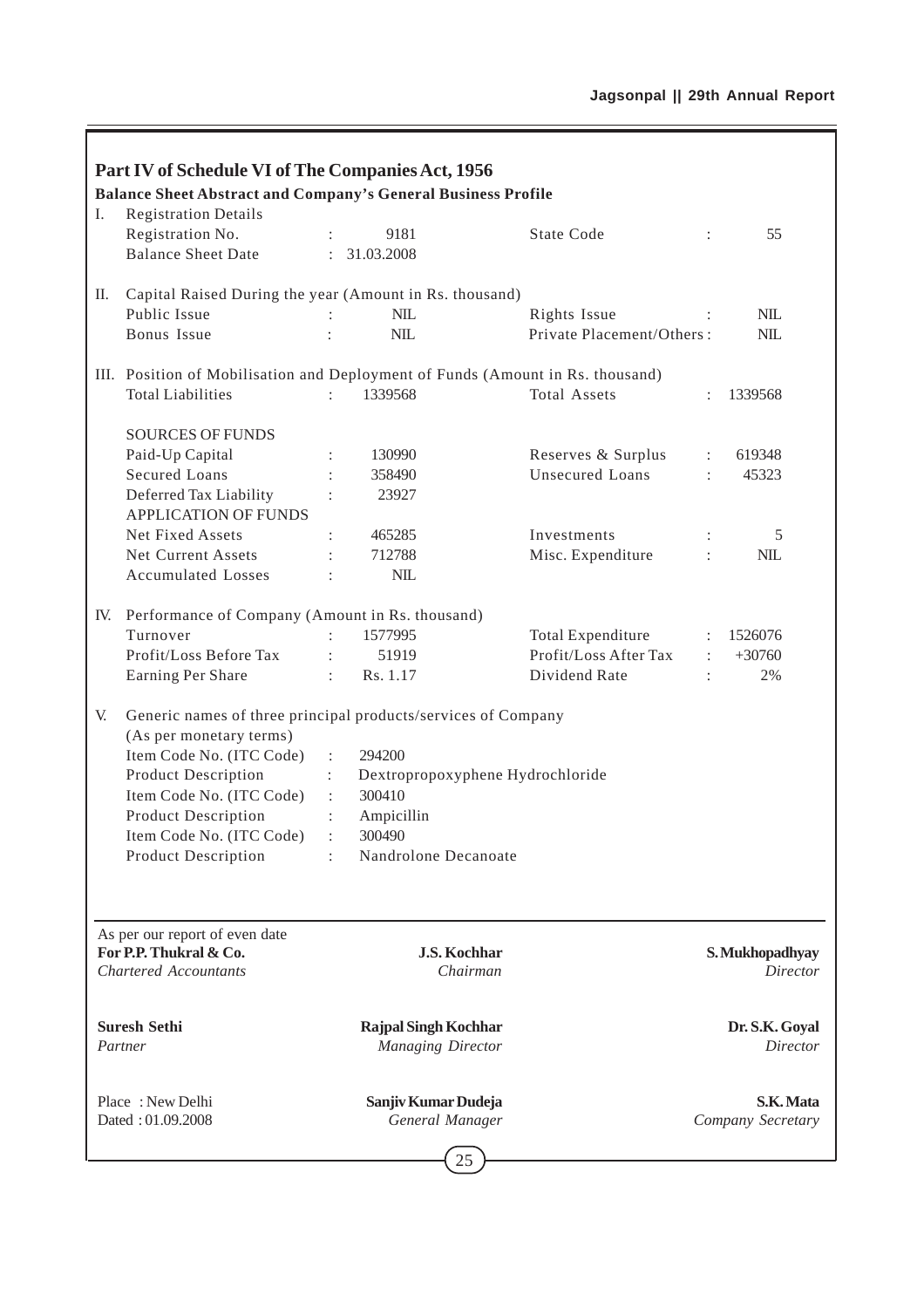## Part IV of Schedule VI of The Companies Act, 1956

### Balance Sheet Abstract and Company's General Business Profile

**I. Registration Details**

| | | | | | |
|---|---|---|---|---|---|
| Registration No. | : | 9181 | State Code | : | 55 |
| Balance Sheet Date | : | 31.03.2008 | | | |

**II. Capital Raised During the year (Amount in Rs. thousand)**

| | | | | | |
|---|---|---|---|---|---|
| Public Issue | : | NIL | Rights Issue | : | NIL |
| Bonus Issue | : | NIL | Private Placement/Others | : | NIL |

**III. Position of Mobilisation and Deployment of Funds (Amount in Rs. thousand)**

| | | | | | |
|---|---|---|---|---|---|
| Total Liabilities | : | 1339568 | Total Assets | : | 1339568 |
| **SOURCES OF FUNDS** | | | | | |
| Paid-Up Capital | : | 130990 | Reserves & Surplus | : | 619348 |
| Secured Loans | : | 358490 | Unsecured Loans | : | 45323 |
| Deferred Tax Liability | : | 23927 | | | |
| **APPLICATION OF FUNDS** | | | | | |
| Net Fixed Assets | : | 465285 | Investments | : | 5 |
| Net Current Assets | : | 712788 | Misc. Expenditure | : | NIL |
| Accumulated Losses | : | NIL | | | |

**IV. Performance of Company (Amount in Rs. thousand)**

| | | | | | |
|---|---|---|---|---|---|
| Turnover | : | 1577995 | Total Expenditure | : | 1526076 |
| Profit/Loss Before Tax | : | 51919 | Profit/Loss After Tax | : | +30760 |
| Earning Per Share | : | Rs. 1.17 | Dividend Rate | : | 2% |

**V. Generic names of three principal products/services of Company (As per monetary terms)**

| | | |
|---|---|---|
| Item Code No. (ITC Code) | : | 294200 |
| Product Description | : | Dextropropoxyphene Hydrochloride |
| Item Code No. (ITC Code) | : | 300410 |
| Product Description | : | Ampicillin |
| Item Code No. (ITC Code) | : | 300490 |
| Product Description | : | Nandrolone Decanoate |

As per our report of even date
**For P.P. Thukral & Co.**
*Chartered Accountants*

**Suresh Sethi**
*Partner*

Place : New Delhi
Dated : 01.09.2008

**J.S. Kochhar**
*Chairman*

**Rajpal Singh Kochhar**
*Managing Director*

**Sanjiv Kumar Dudeja**
*General Manager*

**S. Mukhopadhyay**
*Director*

**Dr. S.K. Goyal**
*Director*

**S.K. Mata**
*Company Secretary*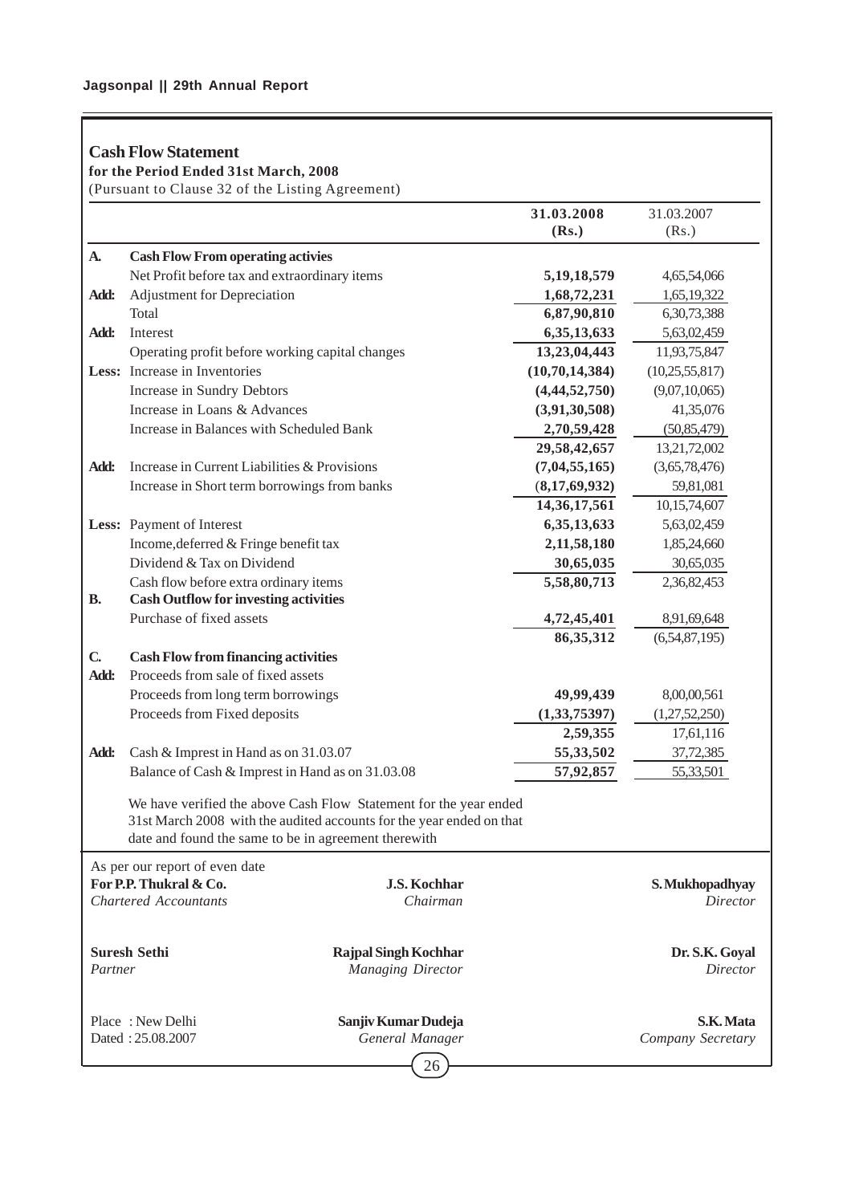## Cash Flow Statement

**for the Period Ended 31st March, 2008**

(Pursuant to Clause 32 of the Listing Agreement)

| | | 31.03.2008 (Rs.) | 31.03.2007 (Rs.) |
|---|---|---|---|
| **A.** | **Cash Flow From operating activies** | | |
| | Net Profit before tax and extraordinary items | **5,19,18,579** | 4,65,54,066 |
| **Add:** | Adjustment for Depreciation | **1,68,72,231** | 1,65,19,322 |
| | Total | **6,87,90,810** | 6,30,73,388 |
| **Add:** | Interest | **6,35,13,633** | 5,63,02,459 |
| | Operating profit before working capital changes | **13,23,04,443** | 11,93,75,847 |
| **Less:** | Increase in Inventories | **(10,70,14,384)** | (10,25,55,817) |
| | Increase in Sundry Debtors | **(4,44,52,750)** | (9,07,10,065) |
| | Increase in Loans & Advances | **(3,91,30,508)** | 41,35,076 |
| | Increase in Balances with Scheduled Bank | **2,70,59,428** | (50,85,479) |
| | | **29,58,42,657** | 13,21,72,002 |
| **Add:** | Increase in Current Liabilities & Provisions | **(7,04,55,165)** | (3,65,78,476) |
| | Increase in Short term borrowings from banks | **(8,17,69,932)** | 59,81,081 |
| | | **14,36,17,561** | 10,15,74,607 |
| **Less:** | Payment of Interest | **6,35,13,633** | 5,63,02,459 |
| | Income,deferred & Fringe benefit tax | **2,11,58,180** | 1,85,24,660 |
| | Dividend & Tax on Dividend | **30,65,035** | 30,65,035 |
| | Cash flow before extra ordinary items | **5,58,80,713** | 2,36,82,453 |
| **B.** | **Cash Outflow for investing activities** | | |
| | Purchase of fixed assets | **4,72,45,401** | 8,91,69,648 |
| | | **86,35,312** | (6,54,87,195) |
| **C.** | **Cash Flow from financing activities** | | |
| **Add:** | Proceeds from sale of fixed assets | | |
| | Proceeds from long term borrowings | **49,99,439** | 8,00,00,561 |
| | Proceeds from Fixed deposits | **(1,33,75397)** | (1,27,52,250) |
| | | **2,59,355** | 17,61,116 |
| **Add:** | Cash & Imprest in Hand as on 31.03.07 | **55,33,502** | 37,72,385 |
| | Balance of Cash & Imprest in Hand as on 31.03.08 | **57,92,857** | 55,33,501 |

We have verified the above Cash Flow Statement for the year ended 31st March 2008 with the audited accounts for the year ended on that date and found the same to be in agreement therewith

As per our report of even date

| | | |
|---|---|---|
| **For P.P. Thukral & Co.** *Chartered Accountants* | **J.S. Kochhar** *Chairman* | **S. Mukhopadhyay** *Director* |
| **Suresh Sethi** *Partner* | **Rajpal Singh Kochhar** *Managing Director* | **Dr. S.K. Goyal** *Director* |
| Place : New Delhi Dated : 25.08.2007 | **Sanjiv Kumar Dudeja** *General Manager* | **S.K. Mata** *Company Secretary* |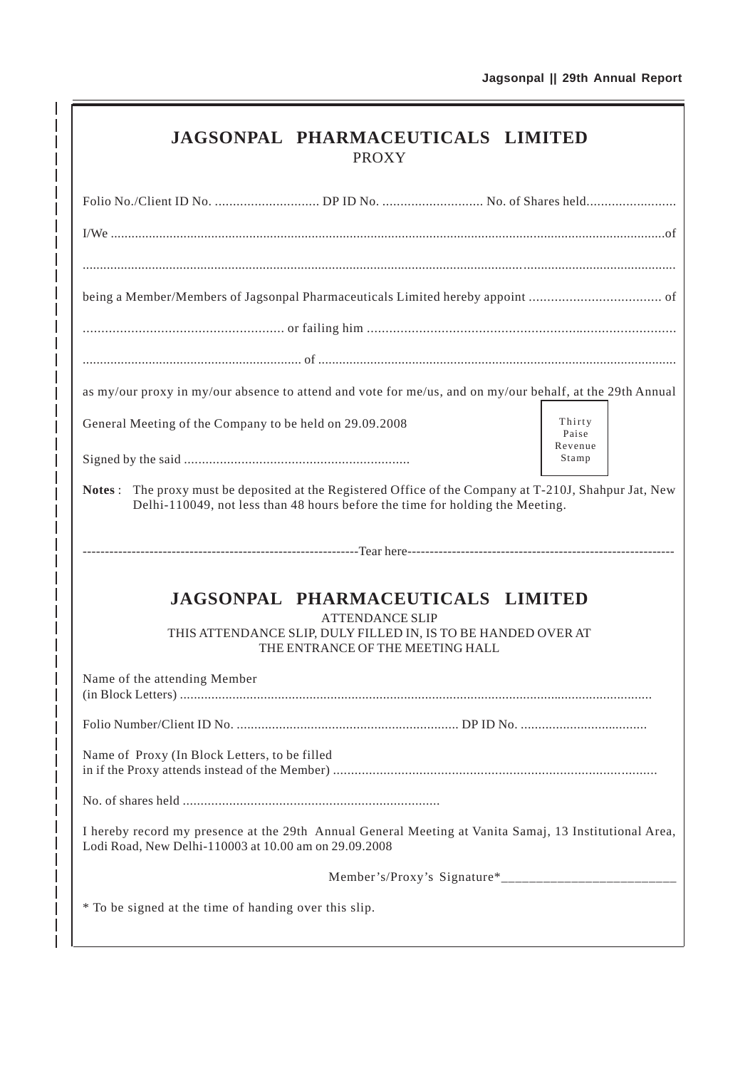# JAGSONPAL PHARMACEUTICALS LIMITED

## PROXY

Folio No./Client ID No. ............................ DP ID No. ........................... No. of Shares held........................

I/We ..........................................................................................................................................................of

.........................................................................................................................................................................

being a Member/Members of Jagsonpal Pharmaceuticals Limited hereby appoint ................................... of

..................................................... or failing him ..................................................................................

.............................................................. of .....................................................................................................

as my/our proxy in my/our absence to attend and vote for me/us, and on my/our behalf, at the 29th Annual General Meeting of the Company to be held on 29.09.2008

Signed by the said ..............................................................

Thirty Paise Revenue Stamp

**Notes** : The proxy must be deposited at the Registered Office of the Company at T-210J, Shahpur Jat, New Delhi-110049, not less than 48 hours before the time for holding the Meeting.

-------------------------------------------------------------Tear here-----------------------------------------------------------

# JAGSONPAL PHARMACEUTICALS LIMITED

ATTENDANCE SLIP

THIS ATTENDANCE SLIP, DULY FILLED IN, IS TO BE HANDED OVER AT THE ENTRANCE OF THE MEETING HALL

Name of the attending Member
(in Block Letters) ....................................................................................................................................

Folio Number/Client ID No. .............................................................. DP ID No. ...................................

Name of Proxy (In Block Letters, to be filled in if the Proxy attends instead of the Member) .........................................................................................

No. of shares held .......................................................................

I hereby record my presence at the 29th Annual General Meeting at Vanita Samaj, 13 Institutional Area, Lodi Road, New Delhi-110003 at 10.00 am on 29.09.2008

Member's/Proxy's Signature*________________________

* To be signed at the time of handing over this slip.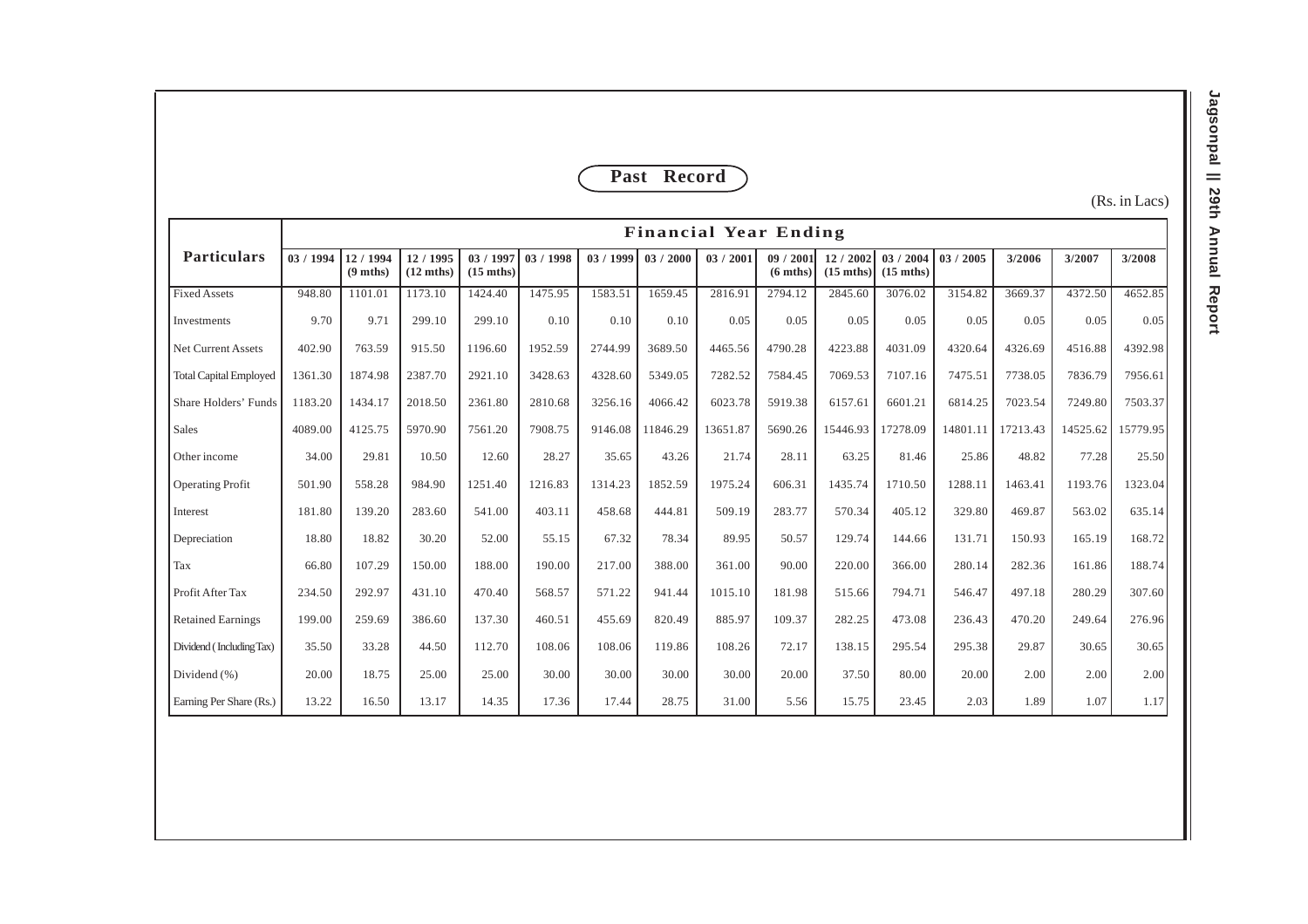## Past Record

(Rs. in Lacs)

| Particulars | Financial Year Ending | | | | | | | | | | | | | | |
|---|---|---|---|---|---|---|---|---|---|---|---|---|---|---|---|
| | 03 / 1994 | 12 / 1994 (9 mths) | 12 / 1995 (12 mths) | 03 / 1997 (15 mths) | 03 / 1998 | 03 / 1999 | 03 / 2000 | 03 / 2001 | 09 / 2001 (6 mths) | 12 / 2002 (15 mths) | 03 / 2004 (15 mths) | 03 / 2005 | 3/2006 | 3/2007 | 3/2008 |
| Fixed Assets | 948.80 | 1101.01 | 1173.10 | 1424.40 | 1475.95 | 1583.51 | 1659.45 | 2816.91 | 2794.12 | 2845.60 | 3076.02 | 3154.82 | 3669.37 | 4372.50 | 4652.85 |
| Investments | 9.70 | 9.71 | 299.10 | 299.10 | 0.10 | 0.10 | 0.10 | 0.05 | 0.05 | 0.05 | 0.05 | 0.05 | 0.05 | 0.05 | 0.05 |
| Net Current Assets | 402.90 | 763.59 | 915.50 | 1196.60 | 1952.59 | 2744.99 | 3689.50 | 4465.56 | 4790.28 | 4223.88 | 4031.09 | 4320.64 | 4326.69 | 4516.88 | 4392.98 |
| Total Capital Employed | 1361.30 | 1874.98 | 2387.70 | 2921.10 | 3428.63 | 4328.60 | 5349.05 | 7282.52 | 7584.45 | 7069.53 | 7107.16 | 7475.51 | 7738.05 | 7836.79 | 7956.61 |
| Share Holders' Funds | 1183.20 | 1434.17 | 2018.50 | 2361.80 | 2810.68 | 3256.16 | 4066.42 | 6023.78 | 5919.38 | 6157.61 | 6601.21 | 6814.25 | 7023.54 | 7249.80 | 7503.37 |
| Sales | 4089.00 | 4125.75 | 5970.90 | 7561.20 | 7908.75 | 9146.08 | 11846.29 | 13651.87 | 5690.26 | 15446.93 | 17278.09 | 14801.11 | 17213.43 | 14525.62 | 15779.95 |
| Other income | 34.00 | 29.81 | 10.50 | 12.60 | 28.27 | 35.65 | 43.26 | 21.74 | 28.11 | 63.25 | 81.46 | 25.86 | 48.82 | 77.28 | 25.50 |
| Operating Profit | 501.90 | 558.28 | 984.90 | 1251.40 | 1216.83 | 1314.23 | 1852.59 | 1975.24 | 606.31 | 1435.74 | 1710.50 | 1288.11 | 1463.41 | 1193.76 | 1323.04 |
| Interest | 181.80 | 139.20 | 283.60 | 541.00 | 403.11 | 458.68 | 444.81 | 509.19 | 283.77 | 570.34 | 405.12 | 329.80 | 469.87 | 563.02 | 635.14 |
| Depreciation | 18.80 | 18.82 | 30.20 | 52.00 | 55.15 | 67.32 | 78.34 | 89.95 | 50.57 | 129.74 | 144.66 | 131.71 | 150.93 | 165.19 | 168.72 |
| Tax | 66.80 | 107.29 | 150.00 | 188.00 | 190.00 | 217.00 | 388.00 | 361.00 | 90.00 | 220.00 | 366.00 | 280.14 | 282.36 | 161.86 | 188.74 |
| Profit After Tax | 234.50 | 292.97 | 431.10 | 470.40 | 568.57 | 571.22 | 941.44 | 1015.10 | 181.98 | 515.66 | 794.71 | 546.47 | 497.18 | 280.29 | 307.60 |
| Retained Earnings | 199.00 | 259.69 | 386.60 | 137.30 | 460.51 | 455.69 | 820.49 | 885.97 | 109.37 | 282.25 | 473.08 | 236.43 | 470.20 | 249.64 | 276.96 |
| Dividend ( Including Tax) | 35.50 | 33.28 | 44.50 | 112.70 | 108.06 | 108.06 | 119.86 | 108.26 | 72.17 | 138.15 | 295.54 | 295.38 | 29.87 | 30.65 | 30.65 |
| Dividend (%) | 20.00 | 18.75 | 25.00 | 25.00 | 30.00 | 30.00 | 30.00 | 30.00 | 20.00 | 37.50 | 80.00 | 20.00 | 2.00 | 2.00 | 2.00 |
| Earning Per Share (Rs.) | 13.22 | 16.50 | 13.17 | 14.35 | 17.36 | 17.44 | 28.75 | 31.00 | 5.56 | 15.75 | 23.45 | 2.03 | 1.89 | 1.07 | 1.17 |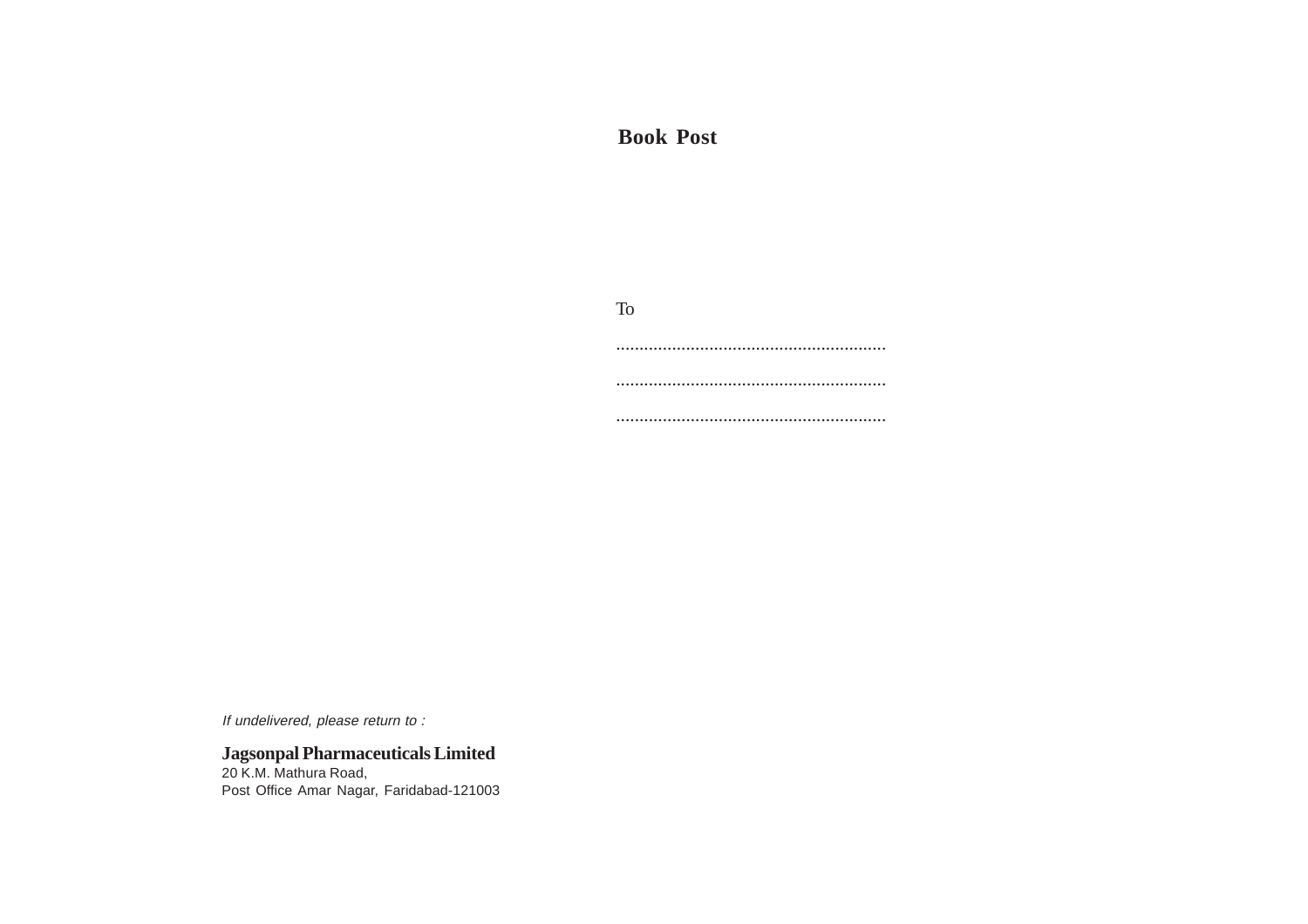**Book Post**

To

..........................................................

..........................................................

..........................................................

*If undelivered, please return to :*

**Jagsonpal Pharmaceuticals Limited**
20 K.M. Mathura Road,
Post Office Amar Nagar, Faridabad-121003